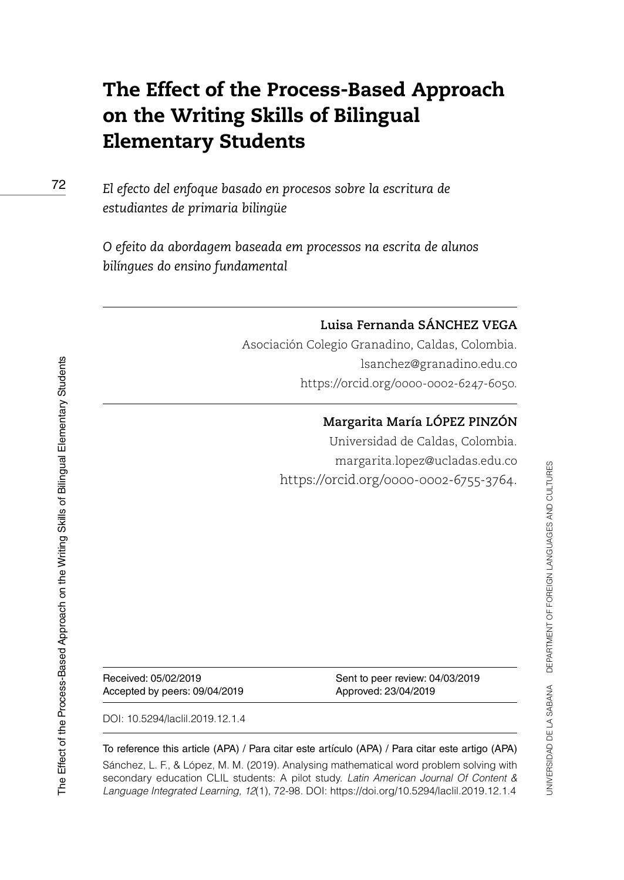# The Effect of the Process-Based Approach on the Writing Skills of Bilingual Elementary Students

*El efecto del enfoque basado en procesos sobre la escritura de estudiantes de primaria bilingüe*

*O efeito da abordagem baseada em processos na escrita de alunos bilíngues do ensino fundamental*

---

**Luisa Fernanda SÁNCHEZ VEGA**

Asociación Colegio Granadino, Caldas, Colombia.
lsanchez@granadino.edu.co
https://orcid.org/0000-0002-6247-6050.

---

**Margarita María LÓPEZ PINZÓN**

Universidad de Caldas, Colombia.
margarita.lopez@ucladas.edu.co
https://orcid.org/0000-0002-6755-3764.

---

Received: 05/02/2019
Sent to peer review: 04/03/2019
Accepted by peers: 09/04/2019
Approved: 23/04/2019

DOI: 10.5294/laclil.2019.12.1.4

To reference this article (APA) / Para citar este artículo (APA) / Para citar este artigo (APA)

Sánchez, L. F., & López, M. M. (2019). Analysing mathematical word problem solving with secondary education CLIL students: A pilot study. *Latin American Journal Of Content & Language Integrated Learning, 12*(1), 72-98. DOI: https://doi.org/10.5294/laclil.2019.12.1.4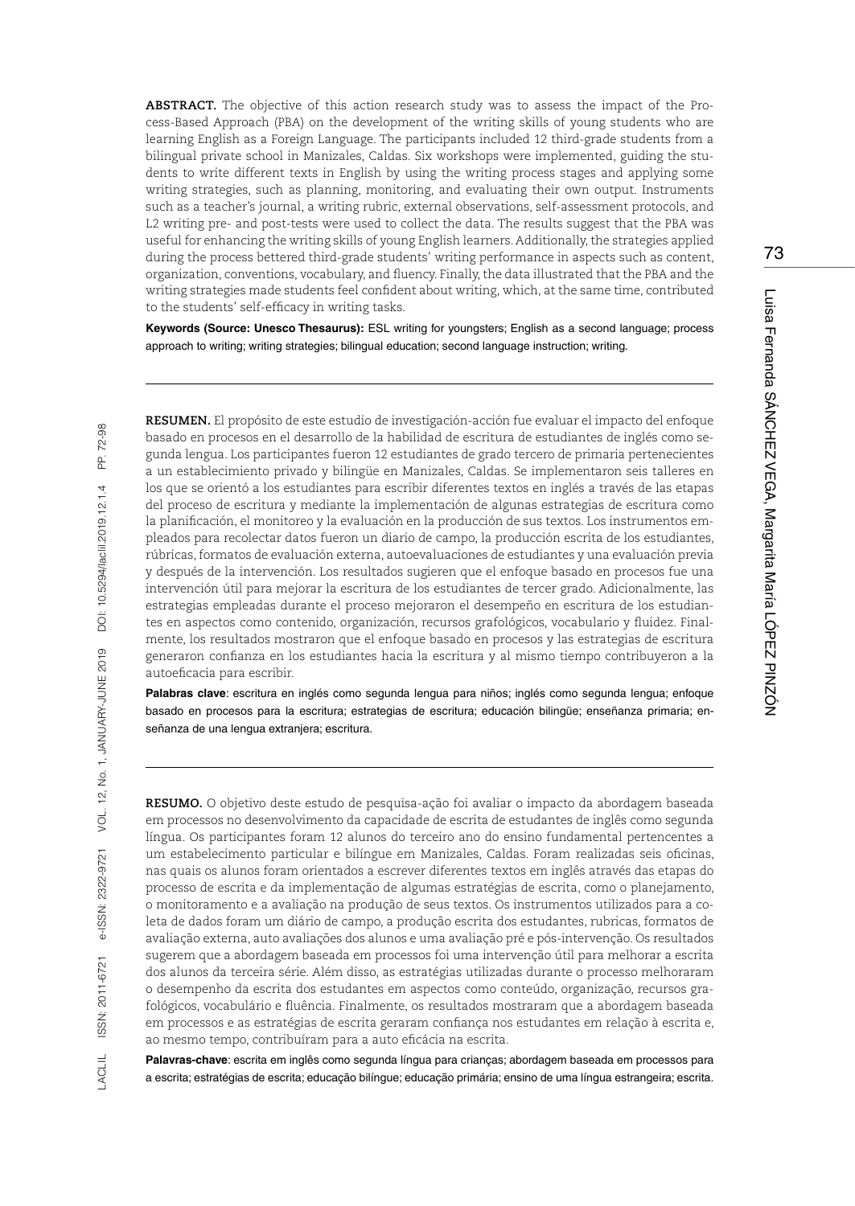**ABSTRACT.** The objective of this action research study was to assess the impact of the Process-Based Approach (PBA) on the development of the writing skills of young students who are learning English as a Foreign Language. The participants included 12 third-grade students from a bilingual private school in Manizales, Caldas. Six workshops were implemented, guiding the students to write different texts in English by using the writing process stages and applying some writing strategies, such as planning, monitoring, and evaluating their own output. Instruments such as a teacher's journal, a writing rubric, external observations, self-assessment protocols, and L2 writing pre- and post-tests were used to collect the data. The results suggest that the PBA was useful for enhancing the writing skills of young English learners. Additionally, the strategies applied during the process bettered third-grade students' writing performance in aspects such as content, organization, conventions, vocabulary, and fluency. Finally, the data illustrated that the PBA and the writing strategies made students feel confident about writing, which, at the same time, contributed to the students' self-efficacy in writing tasks.

**Keywords (Source: Unesco Thesaurus):** ESL writing for youngsters; English as a second language; process approach to writing; writing strategies; bilingual education; second language instruction; writing.

---

**RESUMEN.** El propósito de este estudio de investigación-acción fue evaluar el impacto del enfoque basado en procesos en el desarrollo de la habilidad de escritura de estudiantes de inglés como segunda lengua. Los participantes fueron 12 estudiantes de grado tercero de primaria pertenecientes a un establecimiento privado y bilingüe en Manizales, Caldas. Se implementaron seis talleres en los que se orientó a los estudiantes para escribir diferentes textos en inglés a través de las etapas del proceso de escritura y mediante la implementación de algunas estrategias de escritura como la planificación, el monitoreo y la evaluación en la producción de sus textos. Los instrumentos empleados para recolectar datos fueron un diario de campo, la producción escrita de los estudiantes, rúbricas, formatos de evaluación externa, autoevaluaciones de estudiantes y una evaluación previa y después de la intervención. Los resultados sugieren que el enfoque basado en procesos fue una intervención útil para mejorar la escritura de los estudiantes de tercer grado. Adicionalmente, las estrategias empleadas durante el proceso mejoraron el desempeño en escritura de los estudiantes en aspectos como contenido, organización, recursos grafológicos, vocabulario y fluidez. Finalmente, los resultados mostraron que el enfoque basado en procesos y las estrategias de escritura generaron confianza en los estudiantes hacia la escritura y al mismo tiempo contribuyeron a la autoeficacia para escribir.

**Palabras clave**: escritura en inglés como segunda lengua para niños; inglés como segunda lengua; enfoque basado en procesos para la escritura; estrategias de escritura; educación bilingüe; enseñanza primaria; enseñanza de una lengua extranjera; escritura.

---

**RESUMO.** O objetivo deste estudo de pesquisa-ação foi avaliar o impacto da abordagem baseada em processos no desenvolvimento da capacidade de escrita de estudantes de inglês como segunda língua. Os participantes foram 12 alunos do terceiro ano do ensino fundamental pertencentes a um estabelecimento particular e bilíngue em Manizales, Caldas. Foram realizadas seis oficinas, nas quais os alunos foram orientados a escrever diferentes textos em inglês através das etapas do processo de escrita e da implementação de algumas estratégias de escrita, como o planejamento, o monitoramento e a avaliação na produção de seus textos. Os instrumentos utilizados para a coleta de dados foram um diário de campo, a produção escrita dos estudantes, rubricas, formatos de avaliação externa, auto avaliações dos alunos e uma avaliação pré e pós-intervenção. Os resultados sugerem que a abordagem baseada em processos foi uma intervenção útil para melhorar a escrita dos alunos da terceira série. Além disso, as estratégias utilizadas durante o processo melhoraram o desempenho da escrita dos estudantes em aspectos como conteúdo, organização, recursos grafológicos, vocabulário e fluência. Finalmente, os resultados mostraram que a abordagem baseada em processos e as estratégias de escrita geraram confiança nos estudantes em relação à escrita e, ao mesmo tempo, contribuíram para a auto eficácia na escrita.

**Palavras-chave**: escrita em inglês como segunda língua para crianças; abordagem baseada em processos para a escrita; estratégias de escrita; educação bilíngue; educação primária; ensino de uma língua estrangeira; escrita.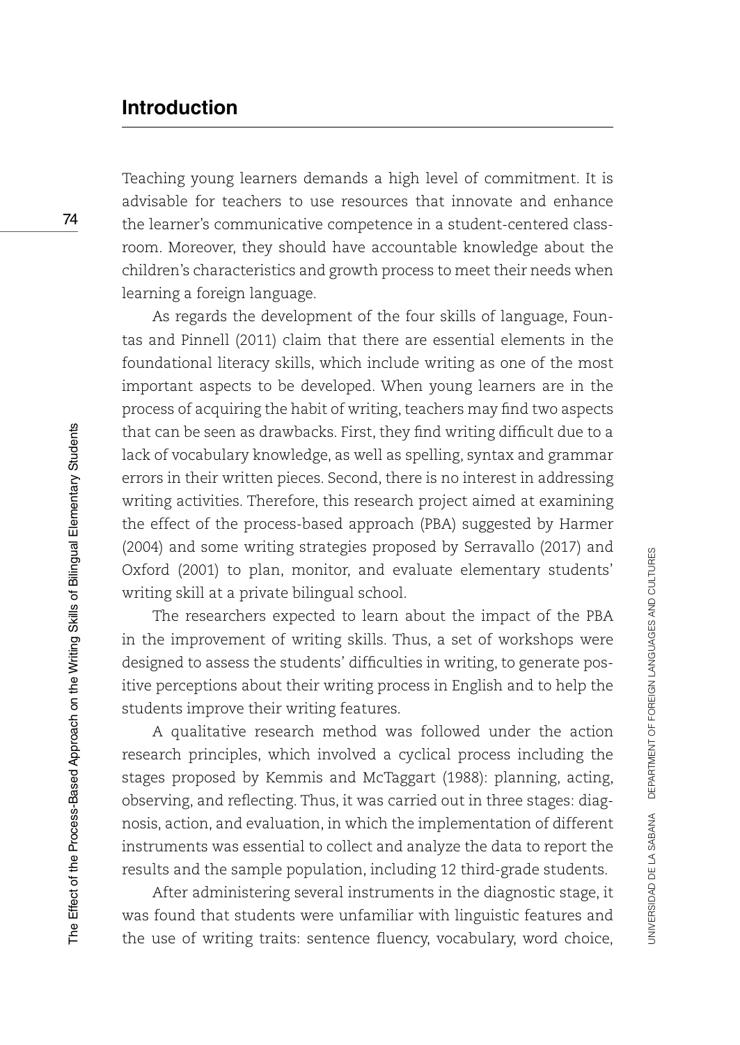## Introduction

Teaching young learners demands a high level of commitment. It is advisable for teachers to use resources that innovate and enhance the learner's communicative competence in a student-centered classroom. Moreover, they should have accountable knowledge about the children's characteristics and growth process to meet their needs when learning a foreign language.

As regards the development of the four skills of language, Fountas and Pinnell (2011) claim that there are essential elements in the foundational literacy skills, which include writing as one of the most important aspects to be developed. When young learners are in the process of acquiring the habit of writing, teachers may find two aspects that can be seen as drawbacks. First, they find writing difficult due to a lack of vocabulary knowledge, as well as spelling, syntax and grammar errors in their written pieces. Second, there is no interest in addressing writing activities. Therefore, this research project aimed at examining the effect of the process-based approach (PBA) suggested by Harmer (2004) and some writing strategies proposed by Serravallo (2017) and Oxford (2001) to plan, monitor, and evaluate elementary students' writing skill at a private bilingual school.

The researchers expected to learn about the impact of the PBA in the improvement of writing skills. Thus, a set of workshops were designed to assess the students' difficulties in writing, to generate positive perceptions about their writing process in English and to help the students improve their writing features.

A qualitative research method was followed under the action research principles, which involved a cyclical process including the stages proposed by Kemmis and McTaggart (1988): planning, acting, observing, and reflecting. Thus, it was carried out in three stages: diagnosis, action, and evaluation, in which the implementation of different instruments was essential to collect and analyze the data to report the results and the sample population, including 12 third-grade students.

After administering several instruments in the diagnostic stage, it was found that students were unfamiliar with linguistic features and the use of writing traits: sentence fluency, vocabulary, word choice,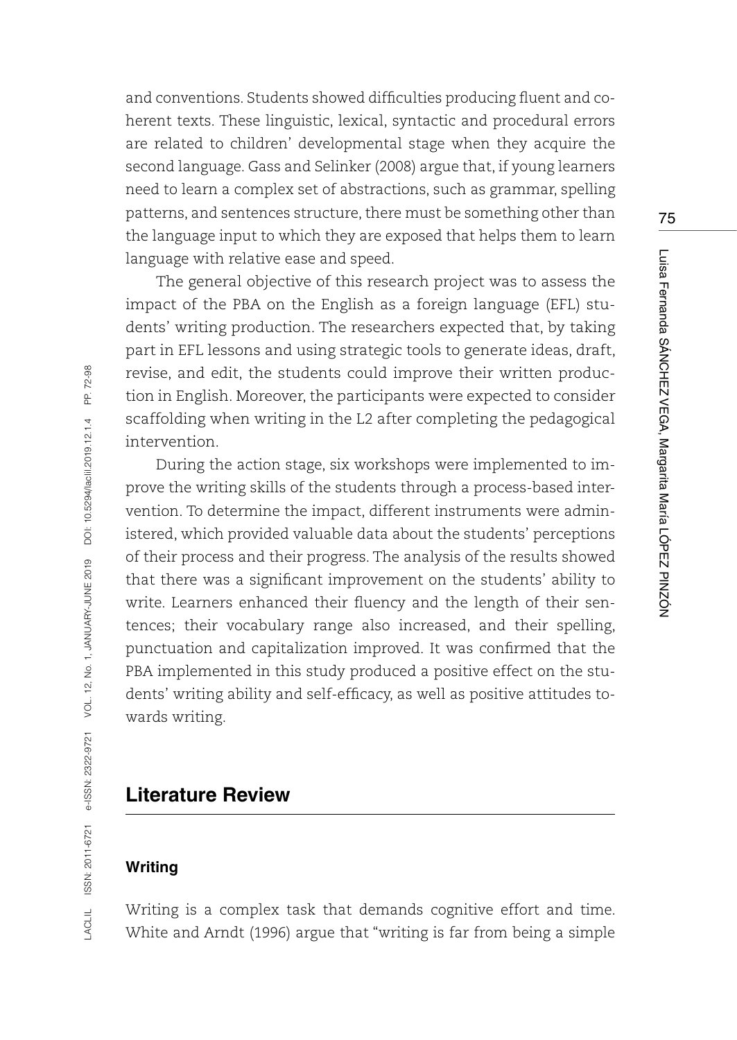and conventions. Students showed difficulties producing fluent and coherent texts. These linguistic, lexical, syntactic and procedural errors are related to children' developmental stage when they acquire the second language. Gass and Selinker (2008) argue that, if young learners need to learn a complex set of abstractions, such as grammar, spelling patterns, and sentences structure, there must be something other than the language input to which they are exposed that helps them to learn language with relative ease and speed.

The general objective of this research project was to assess the impact of the PBA on the English as a foreign language (EFL) students' writing production. The researchers expected that, by taking part in EFL lessons and using strategic tools to generate ideas, draft, revise, and edit, the students could improve their written production in English. Moreover, the participants were expected to consider scaffolding when writing in the L2 after completing the pedagogical intervention.

During the action stage, six workshops were implemented to improve the writing skills of the students through a process-based intervention. To determine the impact, different instruments were administered, which provided valuable data about the students' perceptions of their process and their progress. The analysis of the results showed that there was a significant improvement on the students' ability to write. Learners enhanced their fluency and the length of their sentences; their vocabulary range also increased, and their spelling, punctuation and capitalization improved. It was confirmed that the PBA implemented in this study produced a positive effect on the students' writing ability and self-efficacy, as well as positive attitudes towards writing.

## Literature Review

### Writing

Writing is a complex task that demands cognitive effort and time. White and Arndt (1996) argue that "writing is far from being a simple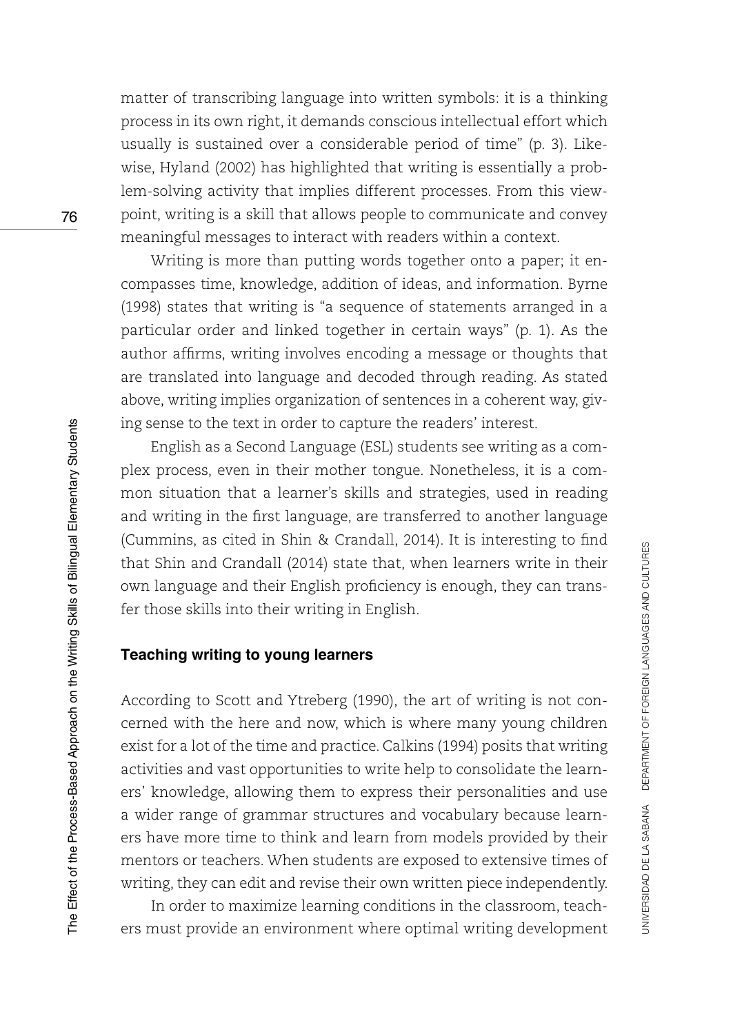matter of transcribing language into written symbols: it is a thinking process in its own right, it demands conscious intellectual effort which usually is sustained over a considerable period of time" (p. 3). Likewise, Hyland (2002) has highlighted that writing is essentially a problem-solving activity that implies different processes. From this viewpoint, writing is a skill that allows people to communicate and convey meaningful messages to interact with readers within a context.

Writing is more than putting words together onto a paper; it encompasses time, knowledge, addition of ideas, and information. Byrne (1998) states that writing is "a sequence of statements arranged in a particular order and linked together in certain ways" (p. 1). As the author affirms, writing involves encoding a message or thoughts that are translated into language and decoded through reading. As stated above, writing implies organization of sentences in a coherent way, giving sense to the text in order to capture the readers' interest.

English as a Second Language (ESL) students see writing as a complex process, even in their mother tongue. Nonetheless, it is a common situation that a learner's skills and strategies, used in reading and writing in the first language, are transferred to another language (Cummins, as cited in Shin & Crandall, 2014). It is interesting to find that Shin and Crandall (2014) state that, when learners write in their own language and their English proficiency is enough, they can transfer those skills into their writing in English.

### Teaching writing to young learners

According to Scott and Ytreberg (1990), the art of writing is not concerned with the here and now, which is where many young children exist for a lot of the time and practice. Calkins (1994) posits that writing activities and vast opportunities to write help to consolidate the learners' knowledge, allowing them to express their personalities and use a wider range of grammar structures and vocabulary because learners have more time to think and learn from models provided by their mentors or teachers. When students are exposed to extensive times of writing, they can edit and revise their own written piece independently.

In order to maximize learning conditions in the classroom, teachers must provide an environment where optimal writing development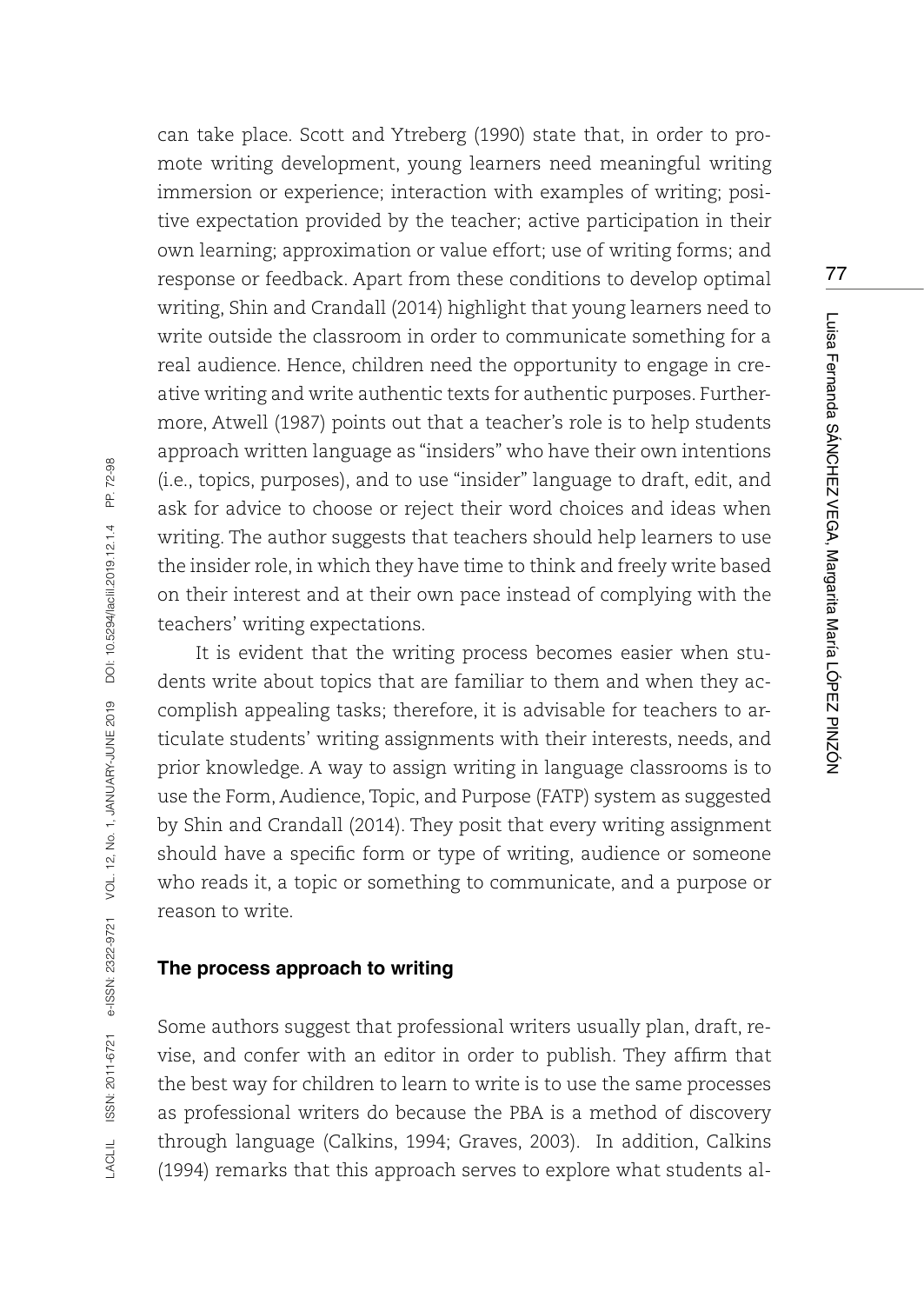can take place. Scott and Ytreberg (1990) state that, in order to promote writing development, young learners need meaningful writing immersion or experience; interaction with examples of writing; positive expectation provided by the teacher; active participation in their own learning; approximation or value effort; use of writing forms; and response or feedback. Apart from these conditions to develop optimal writing, Shin and Crandall (2014) highlight that young learners need to write outside the classroom in order to communicate something for a real audience. Hence, children need the opportunity to engage in creative writing and write authentic texts for authentic purposes. Furthermore, Atwell (1987) points out that a teacher's role is to help students approach written language as "insiders" who have their own intentions (i.e., topics, purposes), and to use "insider" language to draft, edit, and ask for advice to choose or reject their word choices and ideas when writing. The author suggests that teachers should help learners to use the insider role, in which they have time to think and freely write based on their interest and at their own pace instead of complying with the teachers' writing expectations.

It is evident that the writing process becomes easier when students write about topics that are familiar to them and when they accomplish appealing tasks; therefore, it is advisable for teachers to articulate students' writing assignments with their interests, needs, and prior knowledge. A way to assign writing in language classrooms is to use the Form, Audience, Topic, and Purpose (FATP) system as suggested by Shin and Crandall (2014). They posit that every writing assignment should have a specific form or type of writing, audience or someone who reads it, a topic or something to communicate, and a purpose or reason to write.

#### The process approach to writing

Some authors suggest that professional writers usually plan, draft, revise, and confer with an editor in order to publish. They affirm that the best way for children to learn to write is to use the same processes as professional writers do because the PBA is a method of discovery through language (Calkins, 1994; Graves, 2003). In addition, Calkins (1994) remarks that this approach serves to explore what students al-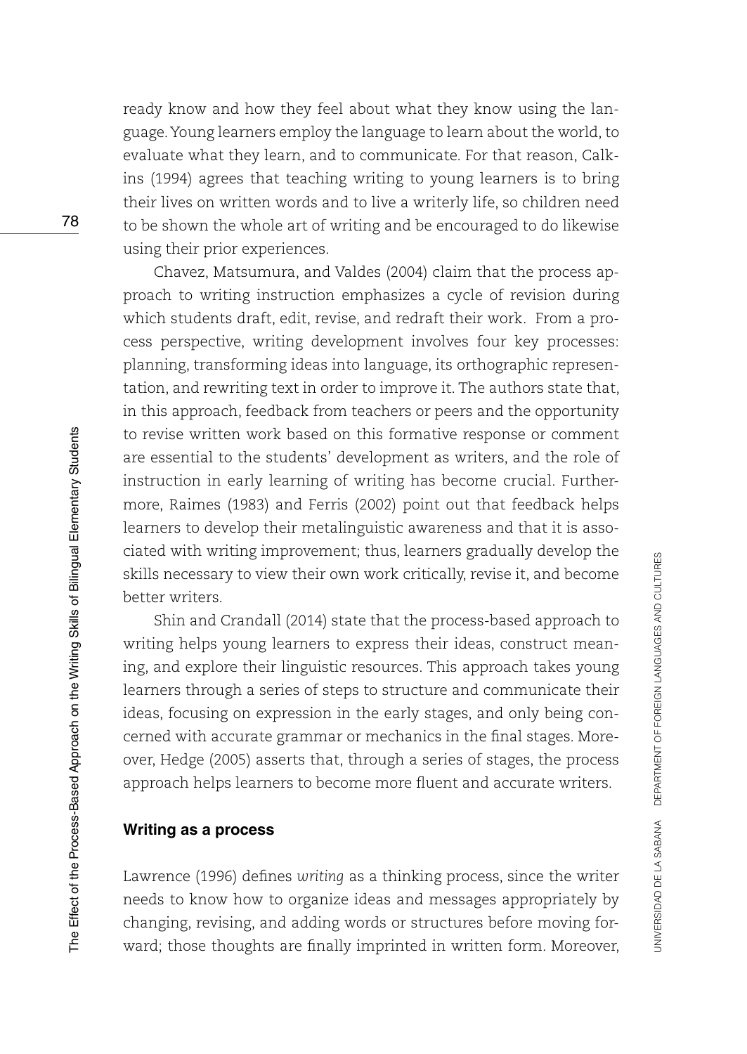ready know and how they feel about what they know using the language. Young learners employ the language to learn about the world, to evaluate what they learn, and to communicate. For that reason, Calkins (1994) agrees that teaching writing to young learners is to bring their lives on written words and to live a writerly life, so children need to be shown the whole art of writing and be encouraged to do likewise using their prior experiences.

Chavez, Matsumura, and Valdes (2004) claim that the process approach to writing instruction emphasizes a cycle of revision during which students draft, edit, revise, and redraft their work. From a process perspective, writing development involves four key processes: planning, transforming ideas into language, its orthographic representation, and rewriting text in order to improve it. The authors state that, in this approach, feedback from teachers or peers and the opportunity to revise written work based on this formative response or comment are essential to the students' development as writers, and the role of instruction in early learning of writing has become crucial. Furthermore, Raimes (1983) and Ferris (2002) point out that feedback helps learners to develop their metalinguistic awareness and that it is associated with writing improvement; thus, learners gradually develop the skills necessary to view their own work critically, revise it, and become better writers.

Shin and Crandall (2014) state that the process-based approach to writing helps young learners to express their ideas, construct meaning, and explore their linguistic resources. This approach takes young learners through a series of steps to structure and communicate their ideas, focusing on expression in the early stages, and only being concerned with accurate grammar or mechanics in the final stages. Moreover, Hedge (2005) asserts that, through a series of stages, the process approach helps learners to become more fluent and accurate writers.

## Writing as a process

Lawrence (1996) defines *writing* as a thinking process, since the writer needs to know how to organize ideas and messages appropriately by changing, revising, and adding words or structures before moving forward; those thoughts are finally imprinted in written form. Moreover,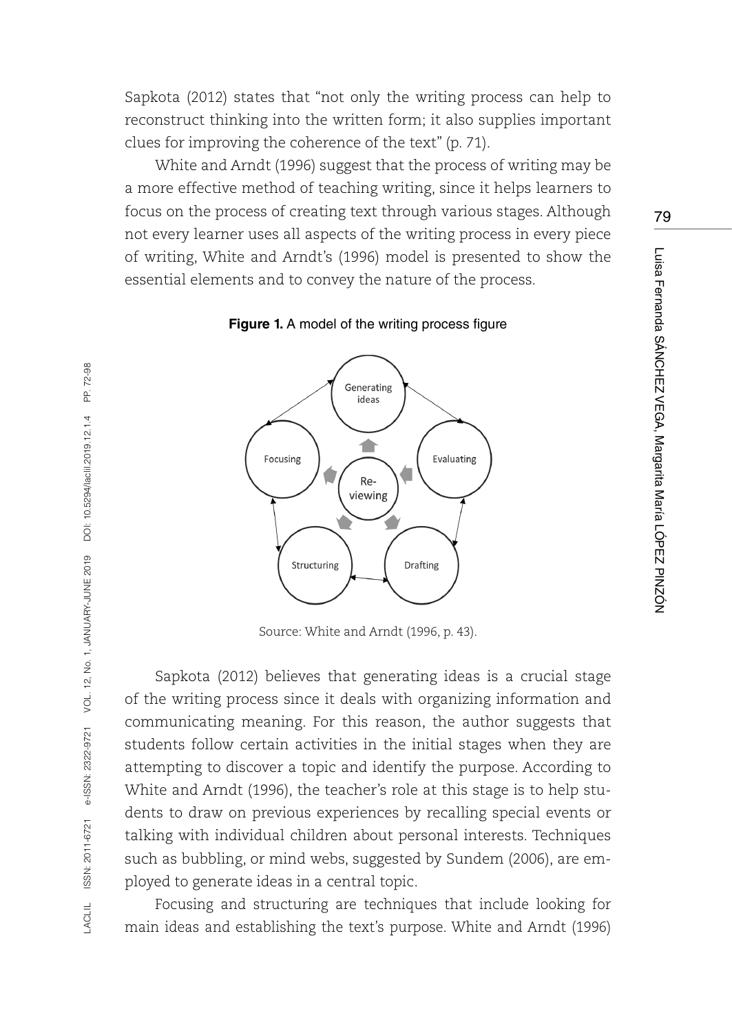Sapkota (2012) states that "not only the writing process can help to reconstruct thinking into the written form; it also supplies important clues for improving the coherence of the text" (p. 71).

White and Arndt (1996) suggest that the process of writing may be a more effective method of teaching writing, since it helps learners to focus on the process of creating text through various stages. Although not every learner uses all aspects of the writing process in every piece of writing, White and Arndt's (1996) model is presented to show the essential elements and to convey the nature of the process.

**Figure 1.** A model of the writing process figure

Source: White and Arndt (1996, p. 43).

Sapkota (2012) believes that generating ideas is a crucial stage of the writing process since it deals with organizing information and communicating meaning. For this reason, the author suggests that students follow certain activities in the initial stages when they are attempting to discover a topic and identify the purpose. According to White and Arndt (1996), the teacher's role at this stage is to help students to draw on previous experiences by recalling special events or talking with individual children about personal interests. Techniques such as bubbling, or mind webs, suggested by Sundem (2006), are employed to generate ideas in a central topic.

Focusing and structuring are techniques that include looking for main ideas and establishing the text's purpose. White and Arndt (1996)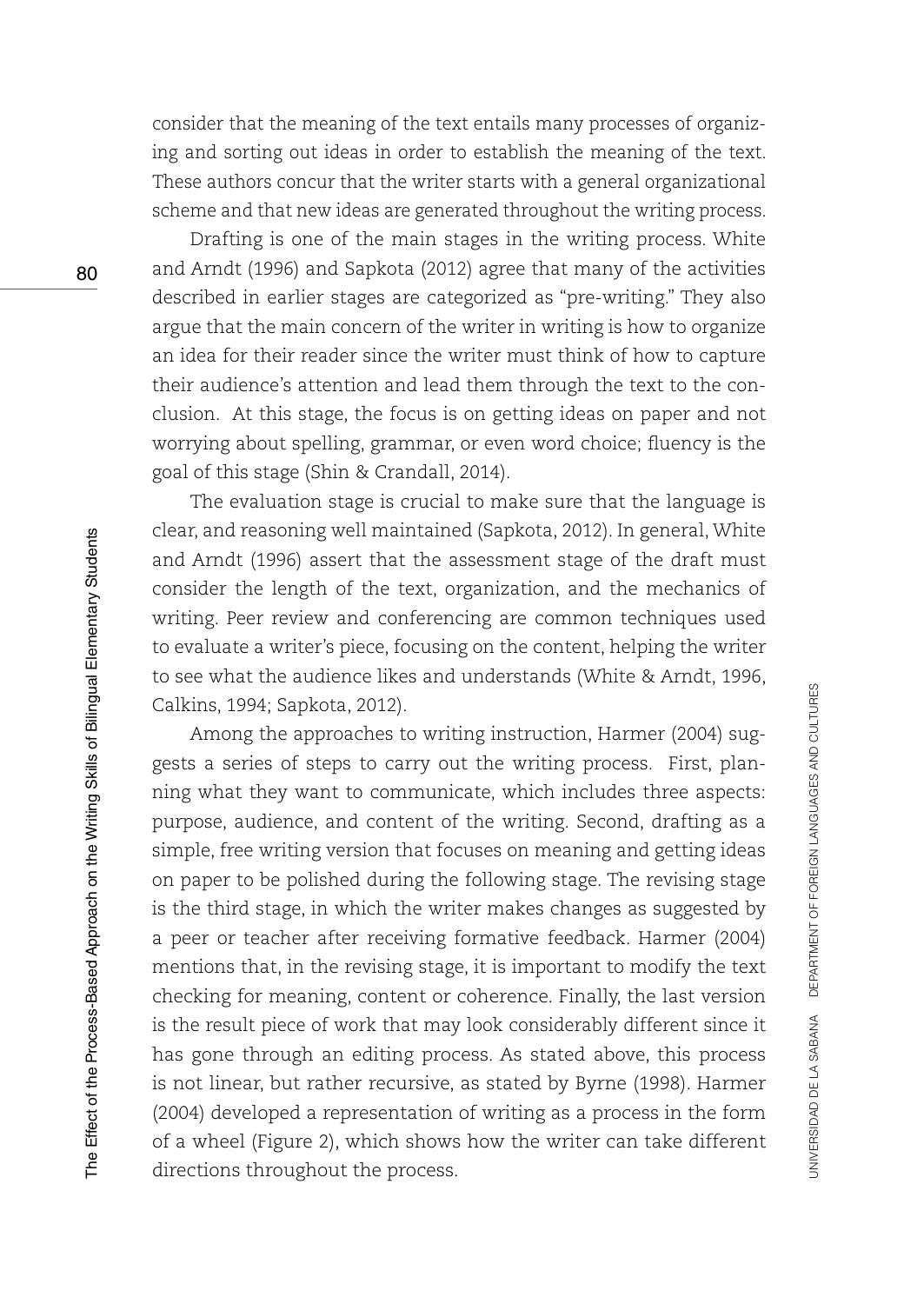consider that the meaning of the text entails many processes of organizing and sorting out ideas in order to establish the meaning of the text. These authors concur that the writer starts with a general organizational scheme and that new ideas are generated throughout the writing process.

Drafting is one of the main stages in the writing process. White and Arndt (1996) and Sapkota (2012) agree that many of the activities described in earlier stages are categorized as "pre-writing." They also argue that the main concern of the writer in writing is how to organize an idea for their reader since the writer must think of how to capture their audience's attention and lead them through the text to the conclusion. At this stage, the focus is on getting ideas on paper and not worrying about spelling, grammar, or even word choice; fluency is the goal of this stage (Shin & Crandall, 2014).

The evaluation stage is crucial to make sure that the language is clear, and reasoning well maintained (Sapkota, 2012). In general, White and Arndt (1996) assert that the assessment stage of the draft must consider the length of the text, organization, and the mechanics of writing. Peer review and conferencing are common techniques used to evaluate a writer's piece, focusing on the content, helping the writer to see what the audience likes and understands (White & Arndt, 1996, Calkins, 1994; Sapkota, 2012).

Among the approaches to writing instruction, Harmer (2004) suggests a series of steps to carry out the writing process. First, planning what they want to communicate, which includes three aspects: purpose, audience, and content of the writing. Second, drafting as a simple, free writing version that focuses on meaning and getting ideas on paper to be polished during the following stage. The revising stage is the third stage, in which the writer makes changes as suggested by a peer or teacher after receiving formative feedback. Harmer (2004) mentions that, in the revising stage, it is important to modify the text checking for meaning, content or coherence. Finally, the last version is the result piece of work that may look considerably different since it has gone through an editing process. As stated above, this process is not linear, but rather recursive, as stated by Byrne (1998). Harmer (2004) developed a representation of writing as a process in the form of a wheel (Figure 2), which shows how the writer can take different directions throughout the process.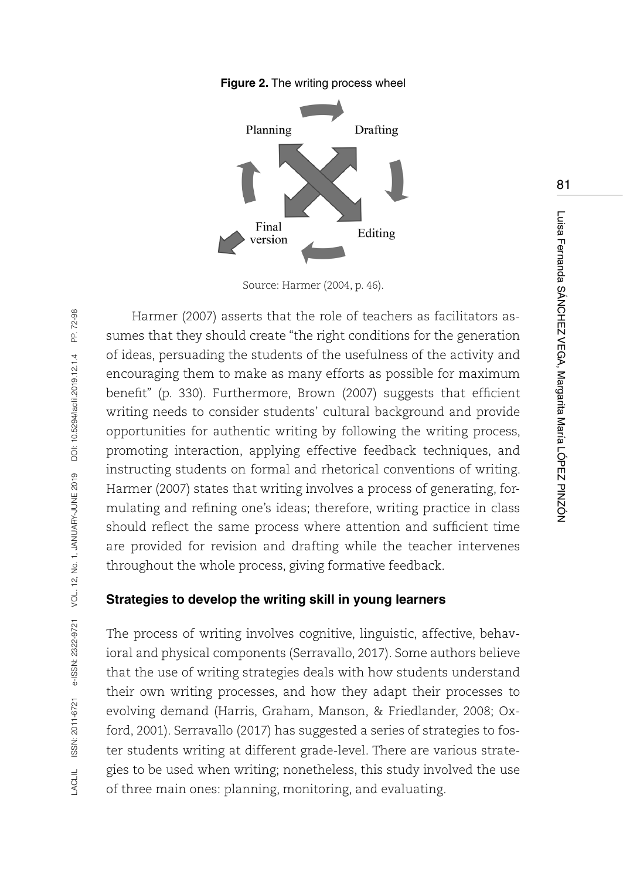**Figure 2.** The writing process wheel

Planning

Drafting

Editing

Final version

Source: Harmer (2004, p. 46).

Harmer (2007) asserts that the role of teachers as facilitators assumes that they should create “the right conditions for the generation of ideas, persuading the students of the usefulness of the activity and encouraging them to make as many efforts as possible for maximum benefit” (p. 330). Furthermore, Brown (2007) suggests that efficient writing needs to consider students’ cultural background and provide opportunities for authentic writing by following the writing process, promoting interaction, applying effective feedback techniques, and instructing students on formal and rhetorical conventions of writing. Harmer (2007) states that writing involves a process of generating, formulating and refining one’s ideas; therefore, writing practice in class should reflect the same process where attention and sufficient time are provided for revision and drafting while the teacher intervenes throughout the whole process, giving formative feedback.

## Strategies to develop the writing skill in young learners

The process of writing involves cognitive, linguistic, affective, behavioral and physical components (Serravallo, 2017). Some authors believe that the use of writing strategies deals with how students understand their own writing processes, and how they adapt their processes to evolving demand (Harris, Graham, Manson, & Friedlander, 2008; Oxford, 2001). Serravallo (2017) has suggested a series of strategies to foster students writing at different grade-level. There are various strategies to be used when writing; nonetheless, this study involved the use of three main ones: planning, monitoring, and evaluating.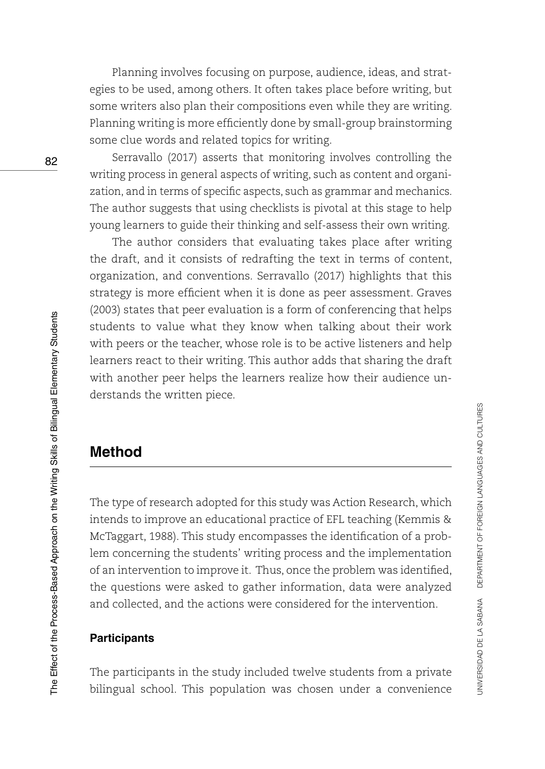Planning involves focusing on purpose, audience, ideas, and strategies to be used, among others. It often takes place before writing, but some writers also plan their compositions even while they are writing. Planning writing is more efficiently done by small-group brainstorming some clue words and related topics for writing.

Serravallo (2017) asserts that monitoring involves controlling the writing process in general aspects of writing, such as content and organization, and in terms of specific aspects, such as grammar and mechanics. The author suggests that using checklists is pivotal at this stage to help young learners to guide their thinking and self-assess their own writing.

The author considers that evaluating takes place after writing the draft, and it consists of redrafting the text in terms of content, organization, and conventions. Serravallo (2017) highlights that this strategy is more efficient when it is done as peer assessment. Graves (2003) states that peer evaluation is a form of conferencing that helps students to value what they know when talking about their work with peers or the teacher, whose role is to be active listeners and help learners react to their writing. This author adds that sharing the draft with another peer helps the learners realize how their audience understands the written piece.

## Method

The type of research adopted for this study was Action Research, which intends to improve an educational practice of EFL teaching (Kemmis & McTaggart, 1988). This study encompasses the identification of a problem concerning the students' writing process and the implementation of an intervention to improve it. Thus, once the problem was identified, the questions were asked to gather information, data were analyzed and collected, and the actions were considered for the intervention.

### Participants

The participants in the study included twelve students from a private bilingual school. This population was chosen under a convenience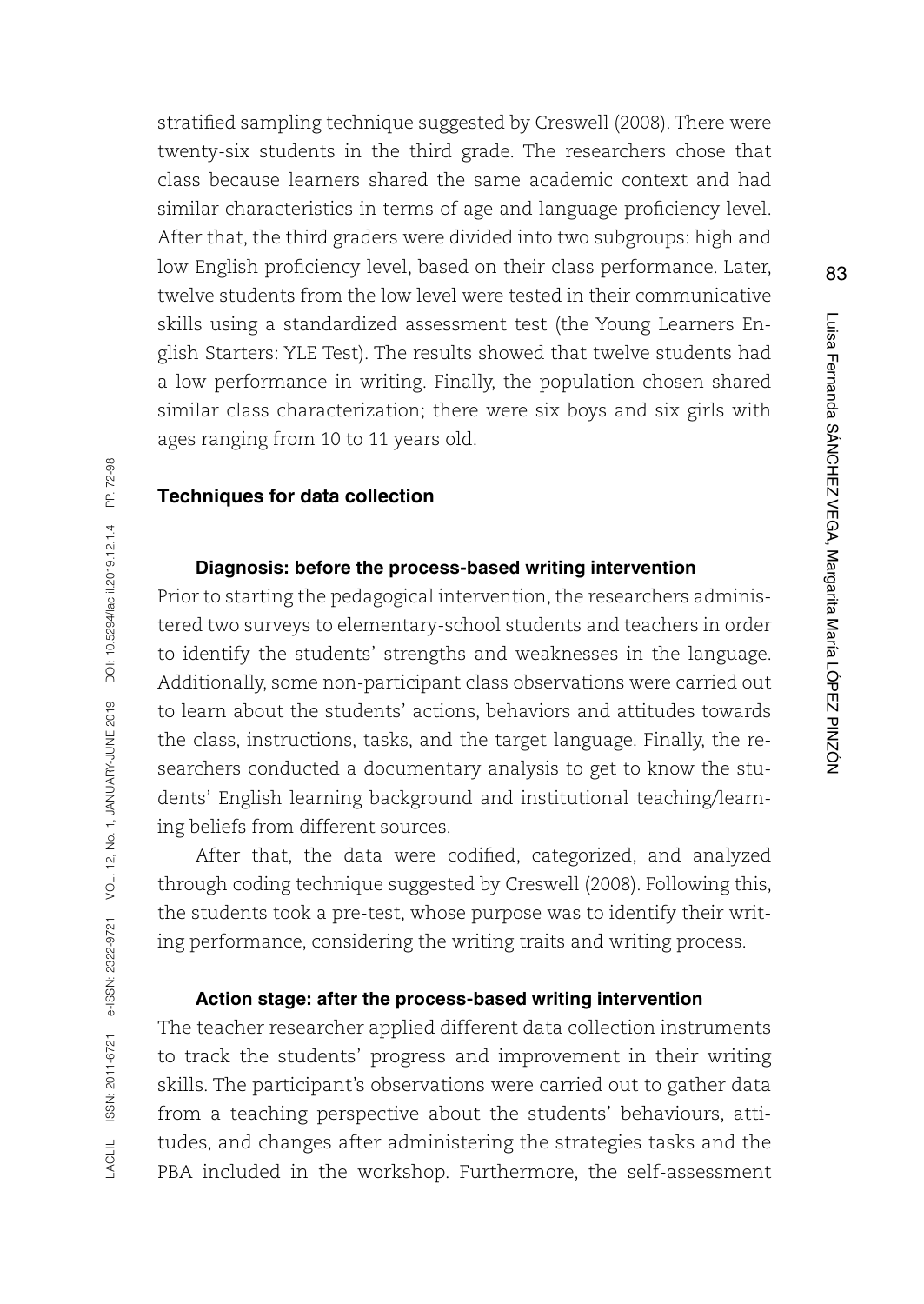stratified sampling technique suggested by Creswell (2008). There were twenty-six students in the third grade. The researchers chose that class because learners shared the same academic context and had similar characteristics in terms of age and language proficiency level. After that, the third graders were divided into two subgroups: high and low English proficiency level, based on their class performance. Later, twelve students from the low level were tested in their communicative skills using a standardized assessment test (the Young Learners English Starters: YLE Test). The results showed that twelve students had a low performance in writing. Finally, the population chosen shared similar class characterization; there were six boys and six girls with ages ranging from 10 to 11 years old.

## Techniques for data collection

### Diagnosis: before the process-based writing intervention

Prior to starting the pedagogical intervention, the researchers administered two surveys to elementary-school students and teachers in order to identify the students' strengths and weaknesses in the language. Additionally, some non-participant class observations were carried out to learn about the students' actions, behaviors and attitudes towards the class, instructions, tasks, and the target language. Finally, the researchers conducted a documentary analysis to get to know the students' English learning background and institutional teaching/learning beliefs from different sources.

After that, the data were codified, categorized, and analyzed through coding technique suggested by Creswell (2008). Following this, the students took a pre-test, whose purpose was to identify their writing performance, considering the writing traits and writing process.

### Action stage: after the process-based writing intervention

The teacher researcher applied different data collection instruments to track the students' progress and improvement in their writing skills. The participant's observations were carried out to gather data from a teaching perspective about the students' behaviours, attitudes, and changes after administering the strategies tasks and the PBA included in the workshop. Furthermore, the self-assessment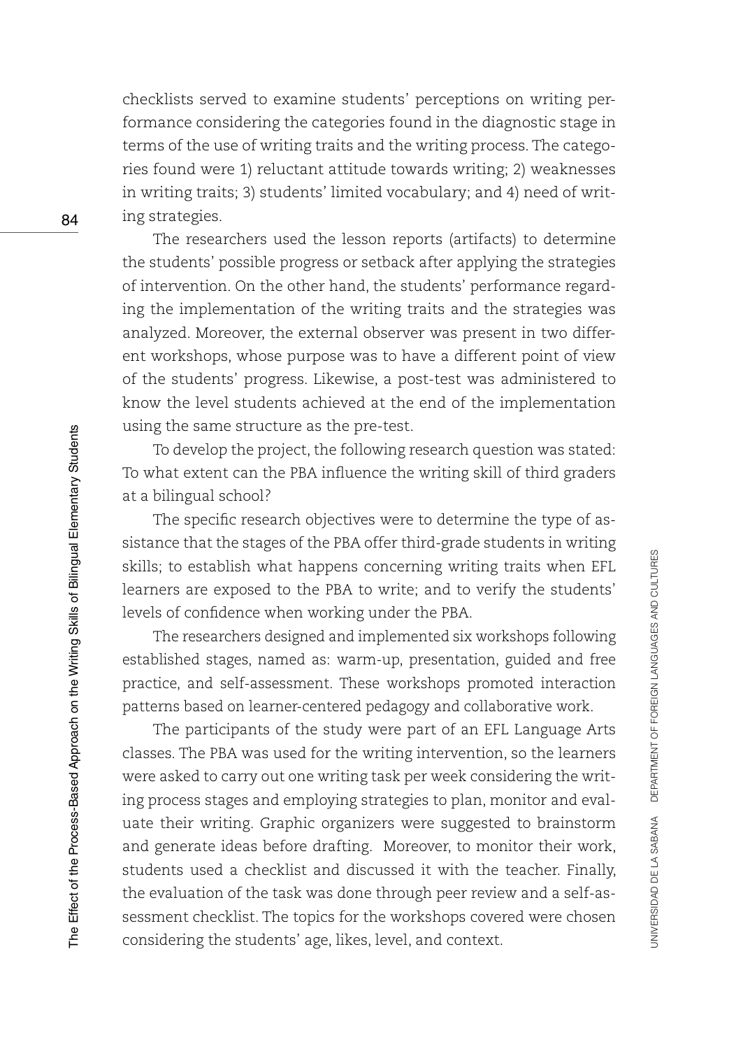checklists served to examine students' perceptions on writing performance considering the categories found in the diagnostic stage in terms of the use of writing traits and the writing process. The categories found were 1) reluctant attitude towards writing; 2) weaknesses in writing traits; 3) students' limited vocabulary; and 4) need of writing strategies.

The researchers used the lesson reports (artifacts) to determine the students' possible progress or setback after applying the strategies of intervention. On the other hand, the students' performance regarding the implementation of the writing traits and the strategies was analyzed. Moreover, the external observer was present in two different workshops, whose purpose was to have a different point of view of the students' progress. Likewise, a post-test was administered to know the level students achieved at the end of the implementation using the same structure as the pre-test.

To develop the project, the following research question was stated: To what extent can the PBA influence the writing skill of third graders at a bilingual school?

The specific research objectives were to determine the type of assistance that the stages of the PBA offer third-grade students in writing skills; to establish what happens concerning writing traits when EFL learners are exposed to the PBA to write; and to verify the students' levels of confidence when working under the PBA.

The researchers designed and implemented six workshops following established stages, named as: warm-up, presentation, guided and free practice, and self-assessment. These workshops promoted interaction patterns based on learner-centered pedagogy and collaborative work.

The participants of the study were part of an EFL Language Arts classes. The PBA was used for the writing intervention, so the learners were asked to carry out one writing task per week considering the writing process stages and employing strategies to plan, monitor and evaluate their writing. Graphic organizers were suggested to brainstorm and generate ideas before drafting. Moreover, to monitor their work, students used a checklist and discussed it with the teacher. Finally, the evaluation of the task was done through peer review and a self-assessment checklist. The topics for the workshops covered were chosen considering the students' age, likes, level, and context.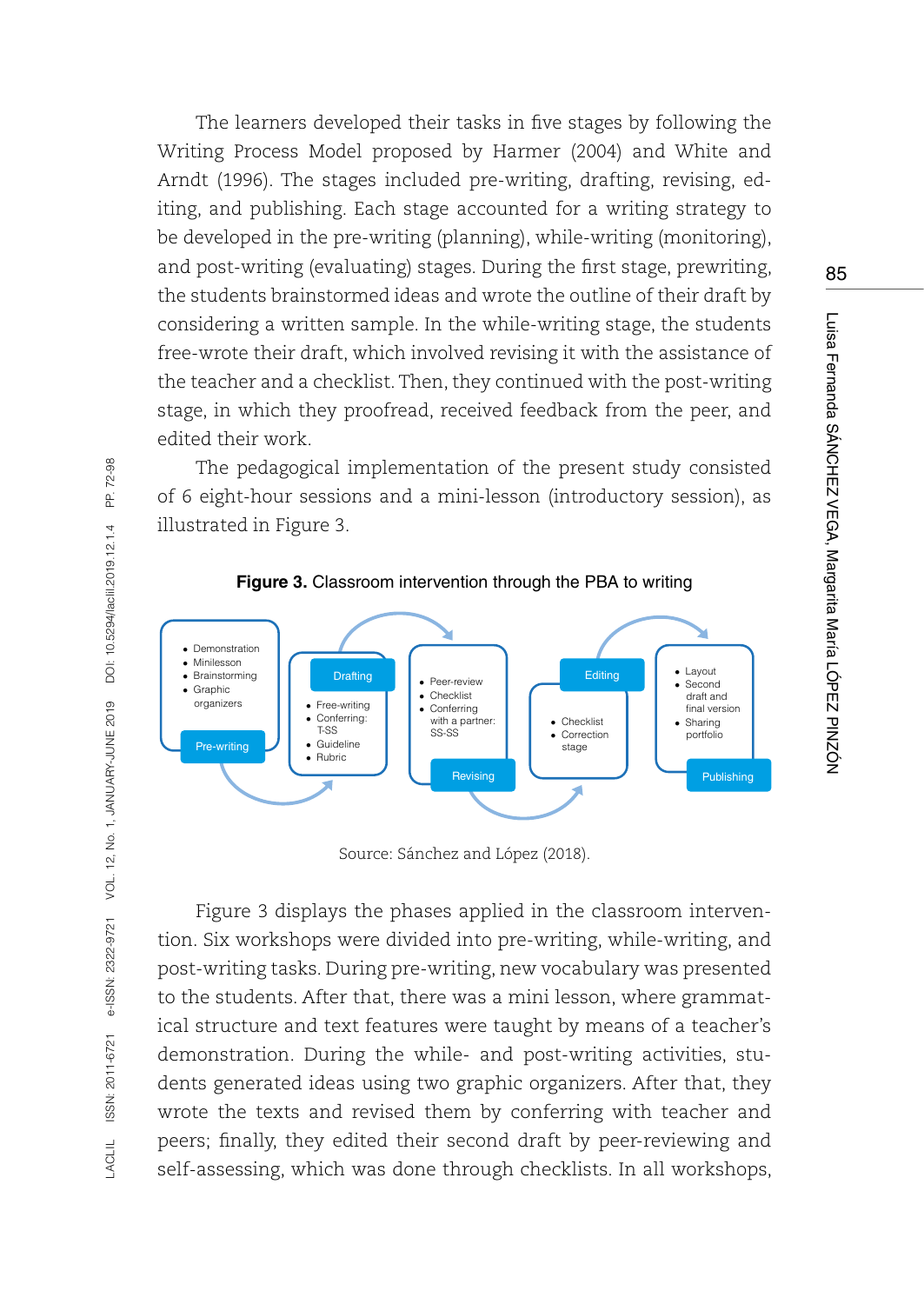The learners developed their tasks in five stages by following the Writing Process Model proposed by Harmer (2004) and White and Arndt (1996). The stages included pre-writing, drafting, revising, editing, and publishing. Each stage accounted for a writing strategy to be developed in the pre-writing (planning), while-writing (monitoring), and post-writing (evaluating) stages. During the first stage, prewriting, the students brainstormed ideas and wrote the outline of their draft by considering a written sample. In the while-writing stage, the students free-wrote their draft, which involved revising it with the assistance of the teacher and a checklist. Then, they continued with the post-writing stage, in which they proofread, received feedback from the peer, and edited their work.

The pedagogical implementation of the present study consisted of 6 eight-hour sessions and a mini-lesson (introductory session), as illustrated in Figure 3.

**Figure 3.** Classroom intervention through the PBA to writing

**Pre-writing**
- Demonstration
- Minilesson
- Brainstorming
- Graphic organizers

**Drafting**
- Free-writing
- Conferring: T-SS
- Guideline
- Rubric

**Revising**
- Peer-review
- Checklist
- Conferring with a partner: SS-SS

**Editing**
- Checklist
- Correction stage

**Publishing**
- Layout
- Second draft and final version
- Sharing portfolio

Source: Sánchez and López (2018).

Figure 3 displays the phases applied in the classroom intervention. Six workshops were divided into pre-writing, while-writing, and post-writing tasks. During pre-writing, new vocabulary was presented to the students. After that, there was a mini lesson, where grammatical structure and text features were taught by means of a teacher's demonstration. During the while- and post-writing activities, students generated ideas using two graphic organizers. After that, they wrote the texts and revised them by conferring with teacher and peers; finally, they edited their second draft by peer-reviewing and self-assessing, which was done through checklists. In all workshops,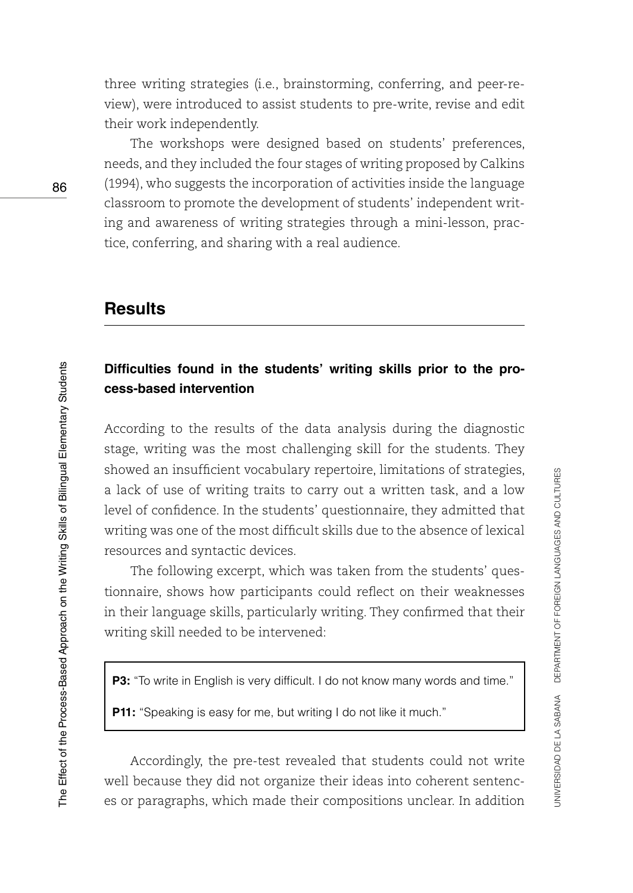three writing strategies (i.e., brainstorming, conferring, and peer-review), were introduced to assist students to pre-write, revise and edit their work independently.

The workshops were designed based on students' preferences, needs, and they included the four stages of writing proposed by Calkins (1994), who suggests the incorporation of activities inside the language classroom to promote the development of students' independent writing and awareness of writing strategies through a mini-lesson, practice, conferring, and sharing with a real audience.

## Results

### Difficulties found in the students' writing skills prior to the process-based intervention

According to the results of the data analysis during the diagnostic stage, writing was the most challenging skill for the students. They showed an insufficient vocabulary repertoire, limitations of strategies, a lack of use of writing traits to carry out a written task, and a low level of confidence. In the students' questionnaire, they admitted that writing was one of the most difficult skills due to the absence of lexical resources and syntactic devices.

The following excerpt, which was taken from the students' questionnaire, shows how participants could reflect on their weaknesses in their language skills, particularly writing. They confirmed that their writing skill needed to be intervened:

> **P3:** "To write in English is very difficult. I do not know many words and time."
>
> **P11:** "Speaking is easy for me, but writing I do not like it much."

Accordingly, the pre-test revealed that students could not write well because they did not organize their ideas into coherent sentences or paragraphs, which made their compositions unclear. In addition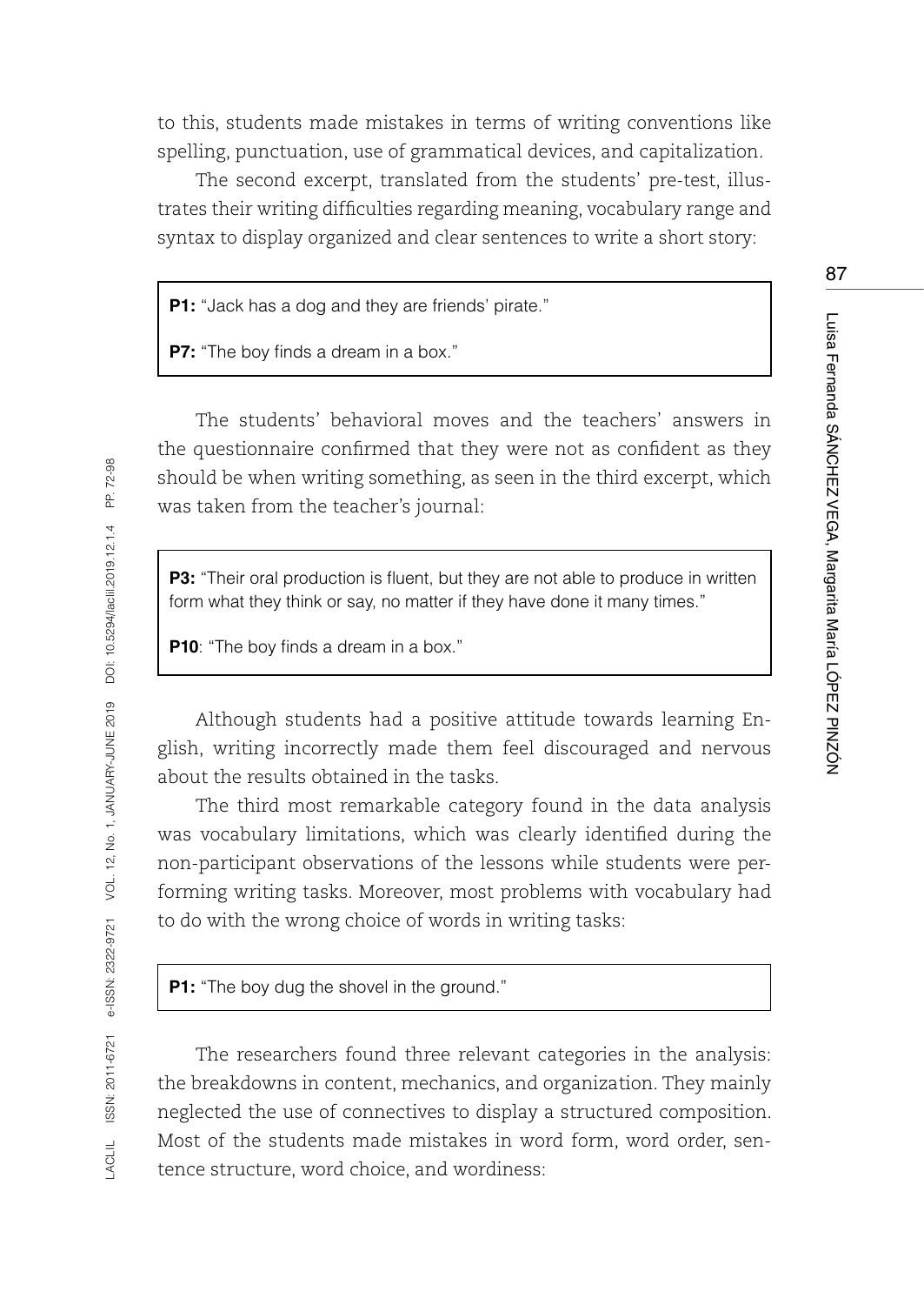to this, students made mistakes in terms of writing conventions like spelling, punctuation, use of grammatical devices, and capitalization.

The second excerpt, translated from the students' pre-test, illustrates their writing difficulties regarding meaning, vocabulary range and syntax to display organized and clear sentences to write a short story:

> **P1:** "Jack has a dog and they are friends' pirate."
>
> **P7:** "The boy finds a dream in a box."

The students' behavioral moves and the teachers' answers in the questionnaire confirmed that they were not as confident as they should be when writing something, as seen in the third excerpt, which was taken from the teacher's journal:

> **P3:** "Their oral production is fluent, but they are not able to produce in written form what they think or say, no matter if they have done it many times."
>
> **P10**: "The boy finds a dream in a box."

Although students had a positive attitude towards learning English, writing incorrectly made them feel discouraged and nervous about the results obtained in the tasks.

The third most remarkable category found in the data analysis was vocabulary limitations, which was clearly identified during the non-participant observations of the lessons while students were performing writing tasks. Moreover, most problems with vocabulary had to do with the wrong choice of words in writing tasks:

> **P1:** "The boy dug the shovel in the ground."

The researchers found three relevant categories in the analysis: the breakdowns in content, mechanics, and organization. They mainly neglected the use of connectives to display a structured composition. Most of the students made mistakes in word form, word order, sentence structure, word choice, and wordiness: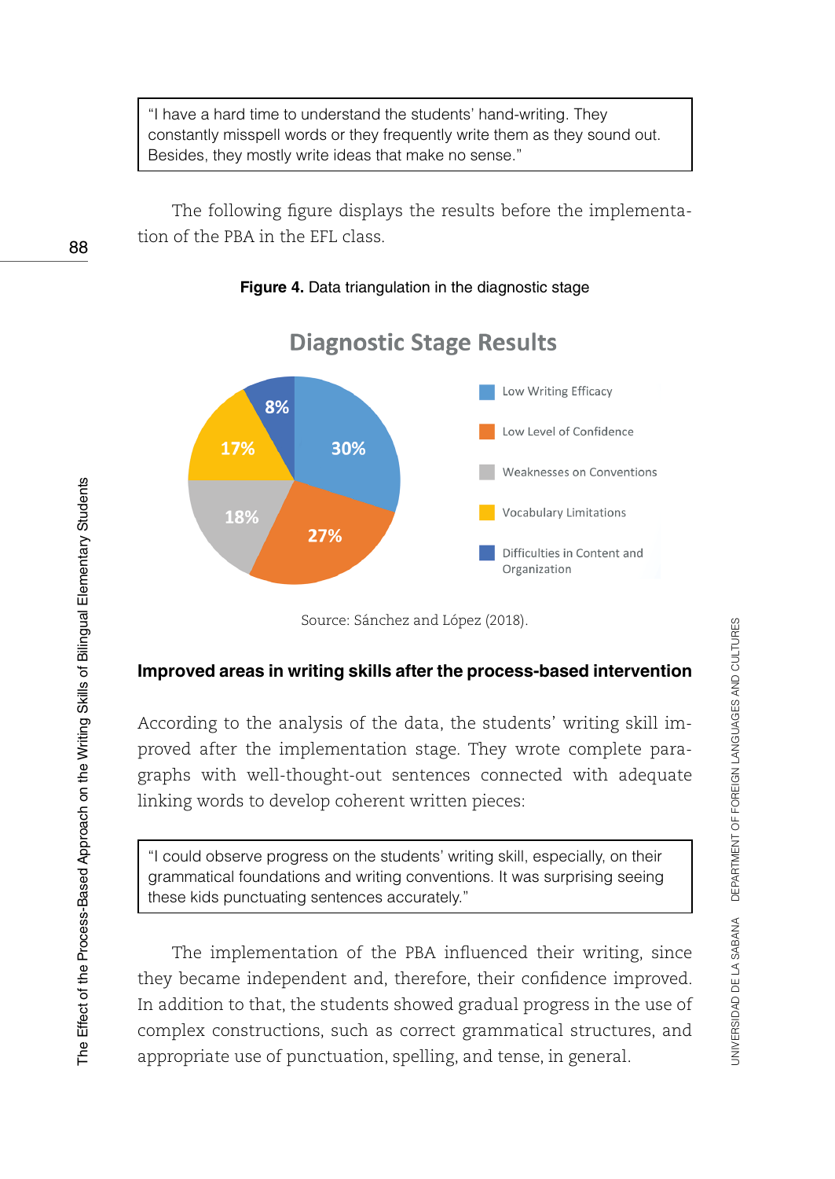> "I have a hard time to understand the students' hand-writing. They constantly misspell words or they frequently write them as they sound out. Besides, they mostly write ideas that make no sense."

The following figure displays the results before the implementation of the PBA in the EFL class.

**Figure 4.** Data triangulation in the diagnostic stage

**Diagnostic Stage Results**

| Category | Percentage |
|---|---|
| Low Writing Efficacy | 30% |
| Low Level of Confidence | 27% |
| Weaknesses on Conventions | 18% |
| Vocabulary Limitations | 17% |
| Difficulties in Content and Organization | 8% |

Source: Sánchez and López (2018).

## Improved areas in writing skills after the process-based intervention

According to the analysis of the data, the students' writing skill improved after the implementation stage. They wrote complete paragraphs with well-thought-out sentences connected with adequate linking words to develop coherent written pieces:

> "I could observe progress on the students' writing skill, especially, on their grammatical foundations and writing conventions. It was surprising seeing these kids punctuating sentences accurately."

The implementation of the PBA influenced their writing, since they became independent and, therefore, their confidence improved. In addition to that, the students showed gradual progress in the use of complex constructions, such as correct grammatical structures, and appropriate use of punctuation, spelling, and tense, in general.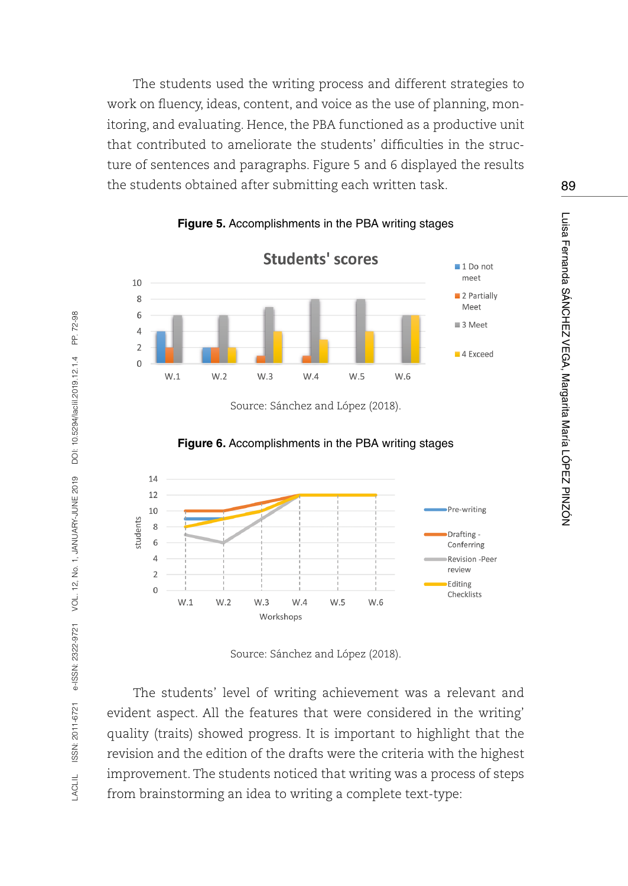The students used the writing process and different strategies to work on fluency, ideas, content, and voice as the use of planning, monitoring, and evaluating. Hence, the PBA functioned as a productive unit that contributed to ameliorate the students' difficulties in the structure of sentences and paragraphs. Figure 5 and 6 displayed the results the students obtained after submitting each written task.

**Figure 5.** Accomplishments in the PBA writing stages

Source: Sánchez and López (2018).

**Figure 6.** Accomplishments in the PBA writing stages

Source: Sánchez and López (2018).

The students' level of writing achievement was a relevant and evident aspect. All the features that were considered in the writing' quality (traits) showed progress. It is important to highlight that the revision and the edition of the drafts were the criteria with the highest improvement. The students noticed that writing was a process of steps from brainstorming an idea to writing a complete text-type: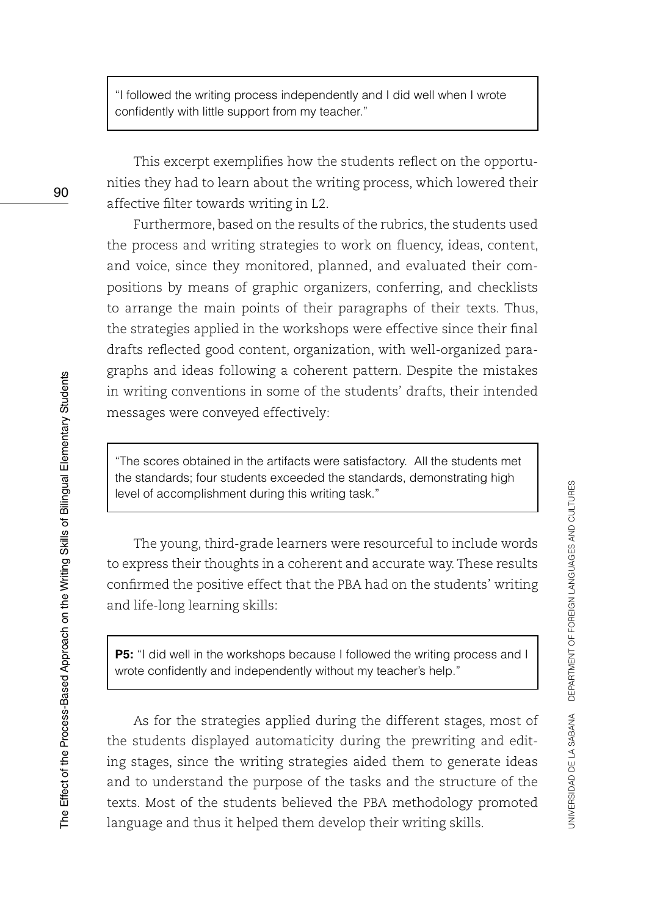> "I followed the writing process independently and I did well when I wrote confidently with little support from my teacher."

This excerpt exemplifies how the students reflect on the opportunities they had to learn about the writing process, which lowered their affective filter towards writing in L2.

Furthermore, based on the results of the rubrics, the students used the process and writing strategies to work on fluency, ideas, content, and voice, since they monitored, planned, and evaluated their compositions by means of graphic organizers, conferring, and checklists to arrange the main points of their paragraphs of their texts. Thus, the strategies applied in the workshops were effective since their final drafts reflected good content, organization, with well-organized paragraphs and ideas following a coherent pattern. Despite the mistakes in writing conventions in some of the students' drafts, their intended messages were conveyed effectively:

> "The scores obtained in the artifacts were satisfactory. All the students met the standards; four students exceeded the standards, demonstrating high level of accomplishment during this writing task."

The young, third-grade learners were resourceful to include words to express their thoughts in a coherent and accurate way. These results confirmed the positive effect that the PBA had on the students' writing and life-long learning skills:

> **P5:** "I did well in the workshops because I followed the writing process and I wrote confidently and independently without my teacher's help."

As for the strategies applied during the different stages, most of the students displayed automaticity during the prewriting and editing stages, since the writing strategies aided them to generate ideas and to understand the purpose of the tasks and the structure of the texts. Most of the students believed the PBA methodology promoted language and thus it helped them develop their writing skills.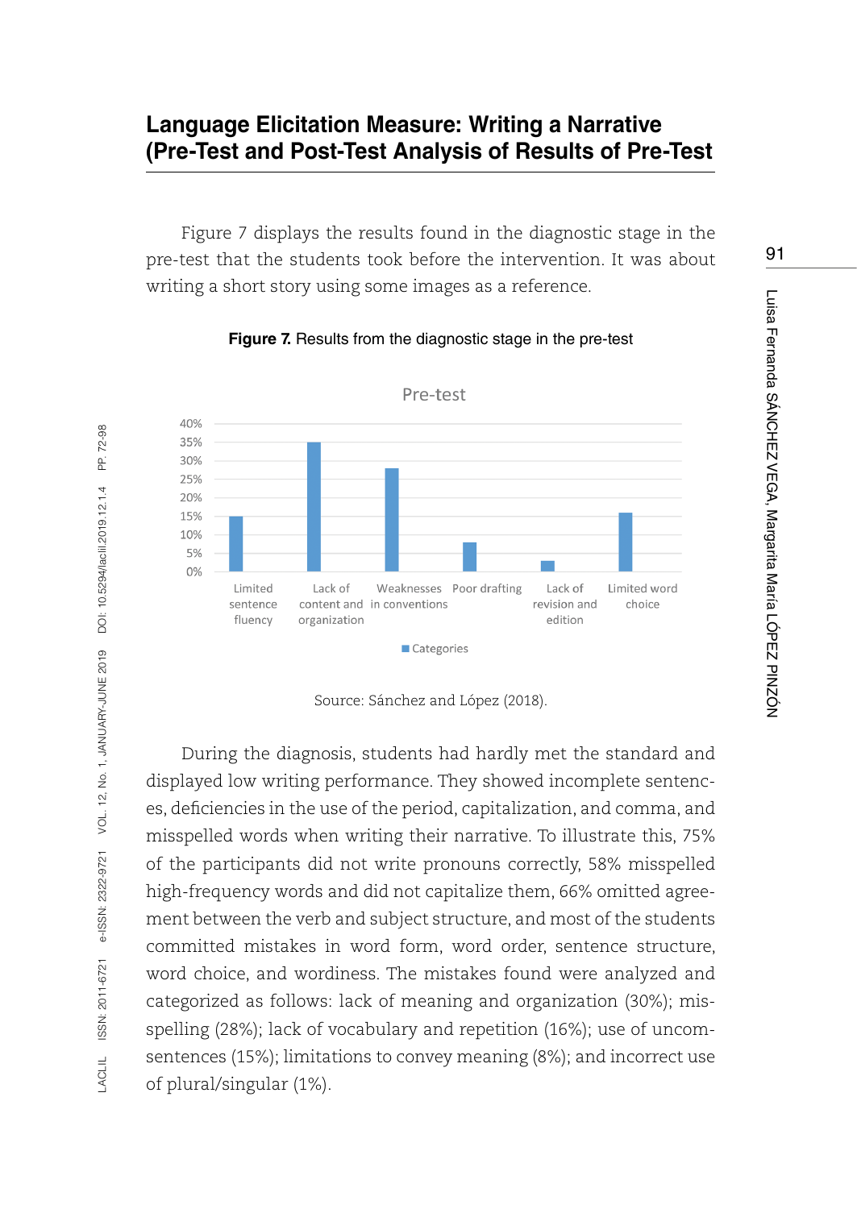## Language Elicitation Measure: Writing a Narrative (Pre-Test and Post-Test Analysis of Results of Pre-Test

Figure 7 displays the results found in the diagnostic stage in the pre-test that the students took before the intervention. It was about writing a short story using some images as a reference.

**Figure 7.** Results from the diagnostic stage in the pre-test

Source: Sánchez and López (2018).

During the diagnosis, students had hardly met the standard and displayed low writing performance. They showed incomplete sentences, deficiencies in the use of the period, capitalization, and comma, and misspelled words when writing their narrative. To illustrate this, 75% of the participants did not write pronouns correctly, 58% misspelled high-frequency words and did not capitalize them, 66% omitted agreement between the verb and subject structure, and most of the students committed mistakes in word form, word order, sentence structure, word choice, and wordiness. The mistakes found were analyzed and categorized as follows: lack of meaning and organization (30%); misspelling (28%); lack of vocabulary and repetition (16%); use of uncom-sentences (15%); limitations to convey meaning (8%); and incorrect use of plural/singular (1%).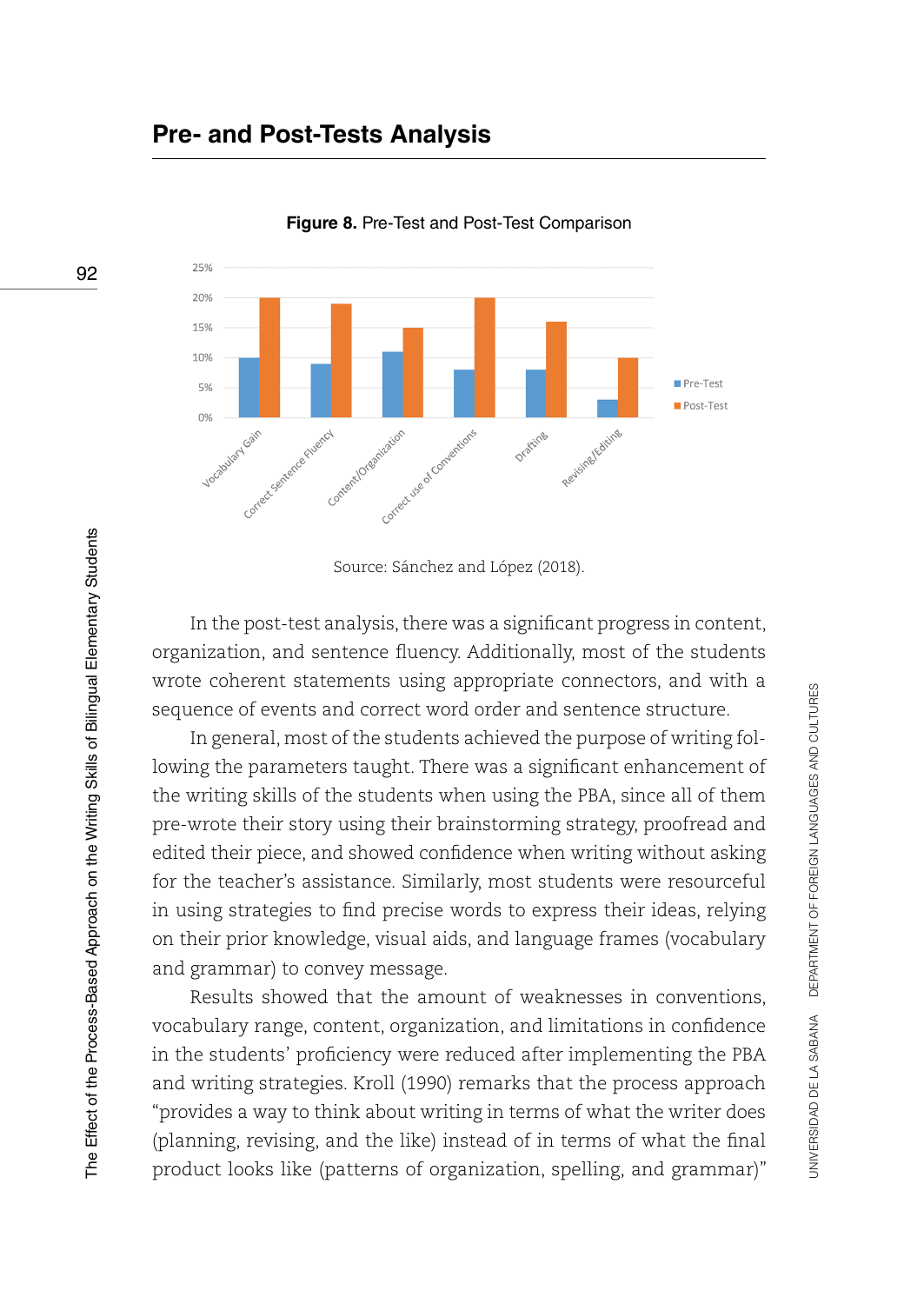## Pre- and Post-Tests Analysis

**Figure 8.** Pre-Test and Post-Test Comparison

Source: Sánchez and López (2018).

In the post-test analysis, there was a significant progress in content, organization, and sentence fluency. Additionally, most of the students wrote coherent statements using appropriate connectors, and with a sequence of events and correct word order and sentence structure.

In general, most of the students achieved the purpose of writing following the parameters taught. There was a significant enhancement of the writing skills of the students when using the PBA, since all of them pre-wrote their story using their brainstorming strategy, proofread and edited their piece, and showed confidence when writing without asking for the teacher's assistance. Similarly, most students were resourceful in using strategies to find precise words to express their ideas, relying on their prior knowledge, visual aids, and language frames (vocabulary and grammar) to convey message.

Results showed that the amount of weaknesses in conventions, vocabulary range, content, organization, and limitations in confidence in the students' proficiency were reduced after implementing the PBA and writing strategies. Kroll (1990) remarks that the process approach "provides a way to think about writing in terms of what the writer does (planning, revising, and the like) instead of in terms of what the final product looks like (patterns of organization, spelling, and grammar)"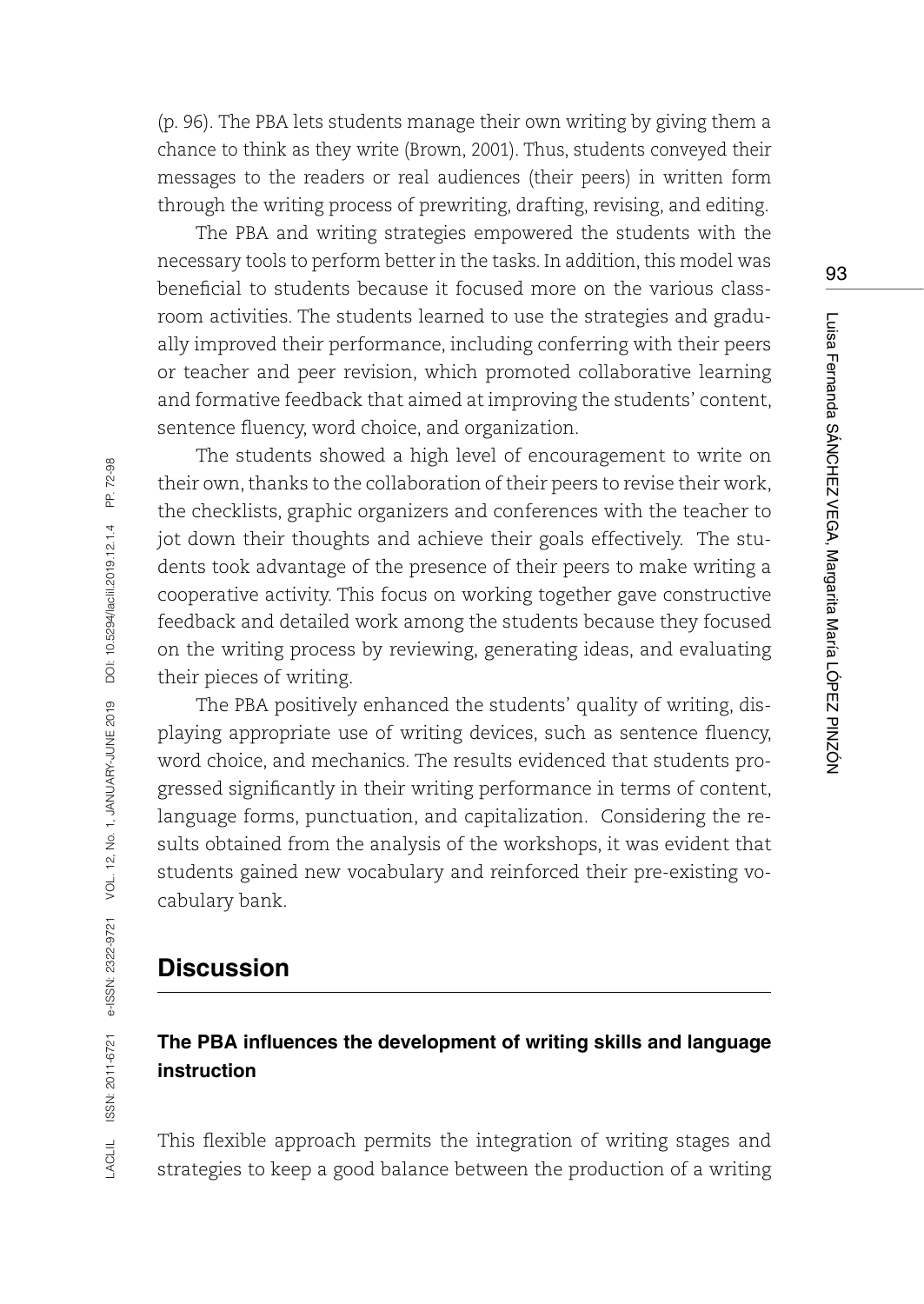(p. 96). The PBA lets students manage their own writing by giving them a chance to think as they write (Brown, 2001). Thus, students conveyed their messages to the readers or real audiences (their peers) in written form through the writing process of prewriting, drafting, revising, and editing.

The PBA and writing strategies empowered the students with the necessary tools to perform better in the tasks. In addition, this model was beneficial to students because it focused more on the various classroom activities. The students learned to use the strategies and gradually improved their performance, including conferring with their peers or teacher and peer revision, which promoted collaborative learning and formative feedback that aimed at improving the students' content, sentence fluency, word choice, and organization.

The students showed a high level of encouragement to write on their own, thanks to the collaboration of their peers to revise their work, the checklists, graphic organizers and conferences with the teacher to jot down their thoughts and achieve their goals effectively. The students took advantage of the presence of their peers to make writing a cooperative activity. This focus on working together gave constructive feedback and detailed work among the students because they focused on the writing process by reviewing, generating ideas, and evaluating their pieces of writing.

The PBA positively enhanced the students' quality of writing, displaying appropriate use of writing devices, such as sentence fluency, word choice, and mechanics. The results evidenced that students progressed significantly in their writing performance in terms of content, language forms, punctuation, and capitalization. Considering the results obtained from the analysis of the workshops, it was evident that students gained new vocabulary and reinforced their pre-existing vocabulary bank.

## Discussion

### The PBA influences the development of writing skills and language instruction

This flexible approach permits the integration of writing stages and strategies to keep a good balance between the production of a writing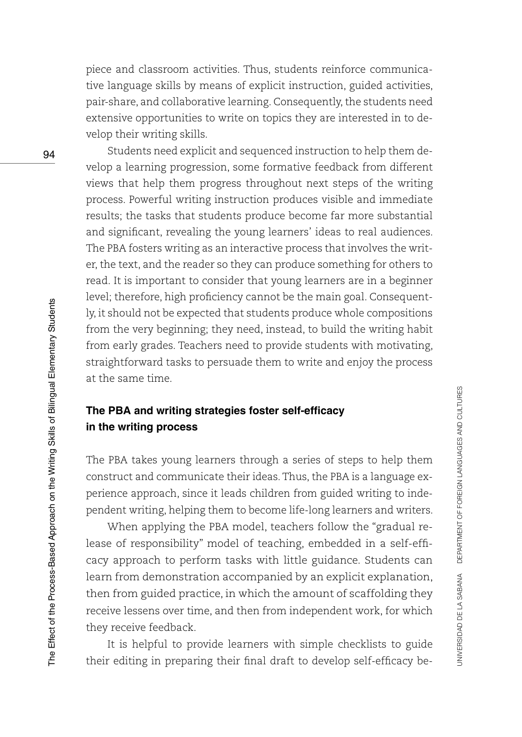piece and classroom activities. Thus, students reinforce communicative language skills by means of explicit instruction, guided activities, pair-share, and collaborative learning. Consequently, the students need extensive opportunities to write on topics they are interested in to develop their writing skills.

Students need explicit and sequenced instruction to help them develop a learning progression, some formative feedback from different views that help them progress throughout next steps of the writing process. Powerful writing instruction produces visible and immediate results; the tasks that students produce become far more substantial and significant, revealing the young learners' ideas to real audiences. The PBA fosters writing as an interactive process that involves the writer, the text, and the reader so they can produce something for others to read. It is important to consider that young learners are in a beginner level; therefore, high proficiency cannot be the main goal. Consequently, it should not be expected that students produce whole compositions from the very beginning; they need, instead, to build the writing habit from early grades. Teachers need to provide students with motivating, straightforward tasks to persuade them to write and enjoy the process at the same time.

## The PBA and writing strategies foster self-efficacy in the writing process

The PBA takes young learners through a series of steps to help them construct and communicate their ideas. Thus, the PBA is a language experience approach, since it leads children from guided writing to independent writing, helping them to become life-long learners and writers.

When applying the PBA model, teachers follow the "gradual release of responsibility" model of teaching, embedded in a self-efficacy approach to perform tasks with little guidance. Students can learn from demonstration accompanied by an explicit explanation, then from guided practice, in which the amount of scaffolding they receive lessens over time, and then from independent work, for which they receive feedback.

It is helpful to provide learners with simple checklists to guide their editing in preparing their final draft to develop self-efficacy be-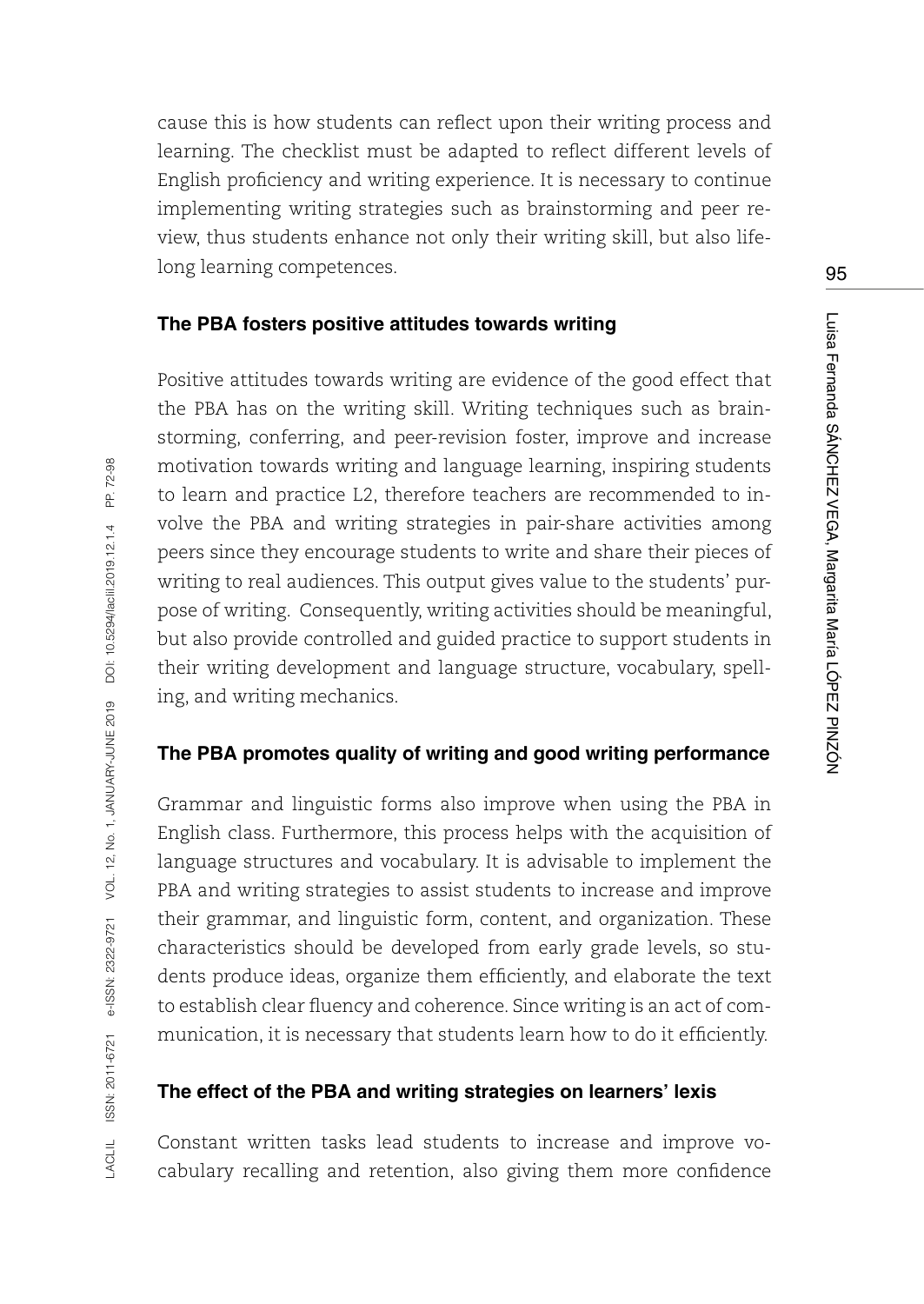cause this is how students can reflect upon their writing process and learning. The checklist must be adapted to reflect different levels of English proficiency and writing experience. It is necessary to continue implementing writing strategies such as brainstorming and peer review, thus students enhance not only their writing skill, but also lifelong learning competences.

### The PBA fosters positive attitudes towards writing

Positive attitudes towards writing are evidence of the good effect that the PBA has on the writing skill. Writing techniques such as brainstorming, conferring, and peer-revision foster, improve and increase motivation towards writing and language learning, inspiring students to learn and practice L2, therefore teachers are recommended to involve the PBA and writing strategies in pair-share activities among peers since they encourage students to write and share their pieces of writing to real audiences. This output gives value to the students' purpose of writing. Consequently, writing activities should be meaningful, but also provide controlled and guided practice to support students in their writing development and language structure, vocabulary, spelling, and writing mechanics.

### The PBA promotes quality of writing and good writing performance

Grammar and linguistic forms also improve when using the PBA in English class. Furthermore, this process helps with the acquisition of language structures and vocabulary. It is advisable to implement the PBA and writing strategies to assist students to increase and improve their grammar, and linguistic form, content, and organization. These characteristics should be developed from early grade levels, so students produce ideas, organize them efficiently, and elaborate the text to establish clear fluency and coherence. Since writing is an act of communication, it is necessary that students learn how to do it efficiently.

### The effect of the PBA and writing strategies on learners' lexis

Constant written tasks lead students to increase and improve vocabulary recalling and retention, also giving them more confidence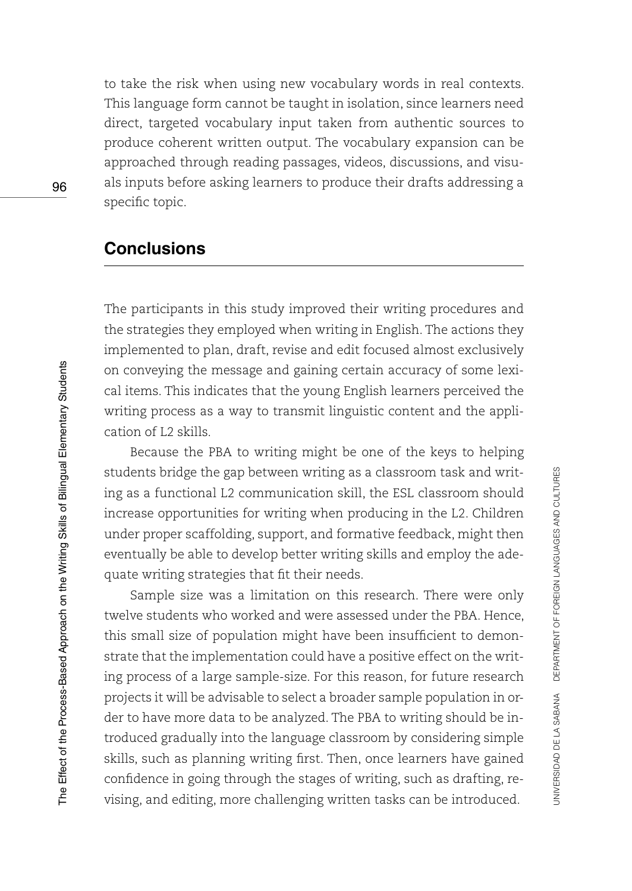to take the risk when using new vocabulary words in real contexts. This language form cannot be taught in isolation, since learners need direct, targeted vocabulary input taken from authentic sources to produce coherent written output. The vocabulary expansion can be approached through reading passages, videos, discussions, and visuals inputs before asking learners to produce their drafts addressing a specific topic.

## Conclusions

The participants in this study improved their writing procedures and the strategies they employed when writing in English. The actions they implemented to plan, draft, revise and edit focused almost exclusively on conveying the message and gaining certain accuracy of some lexical items. This indicates that the young English learners perceived the writing process as a way to transmit linguistic content and the application of L2 skills.

Because the PBA to writing might be one of the keys to helping students bridge the gap between writing as a classroom task and writing as a functional L2 communication skill, the ESL classroom should increase opportunities for writing when producing in the L2. Children under proper scaffolding, support, and formative feedback, might then eventually be able to develop better writing skills and employ the adequate writing strategies that fit their needs.

Sample size was a limitation on this research. There were only twelve students who worked and were assessed under the PBA. Hence, this small size of population might have been insufficient to demonstrate that the implementation could have a positive effect on the writing process of a large sample-size. For this reason, for future research projects it will be advisable to select a broader sample population in order to have more data to be analyzed. The PBA to writing should be introduced gradually into the language classroom by considering simple skills, such as planning writing first. Then, once learners have gained confidence in going through the stages of writing, such as drafting, revising, and editing, more challenging written tasks can be introduced.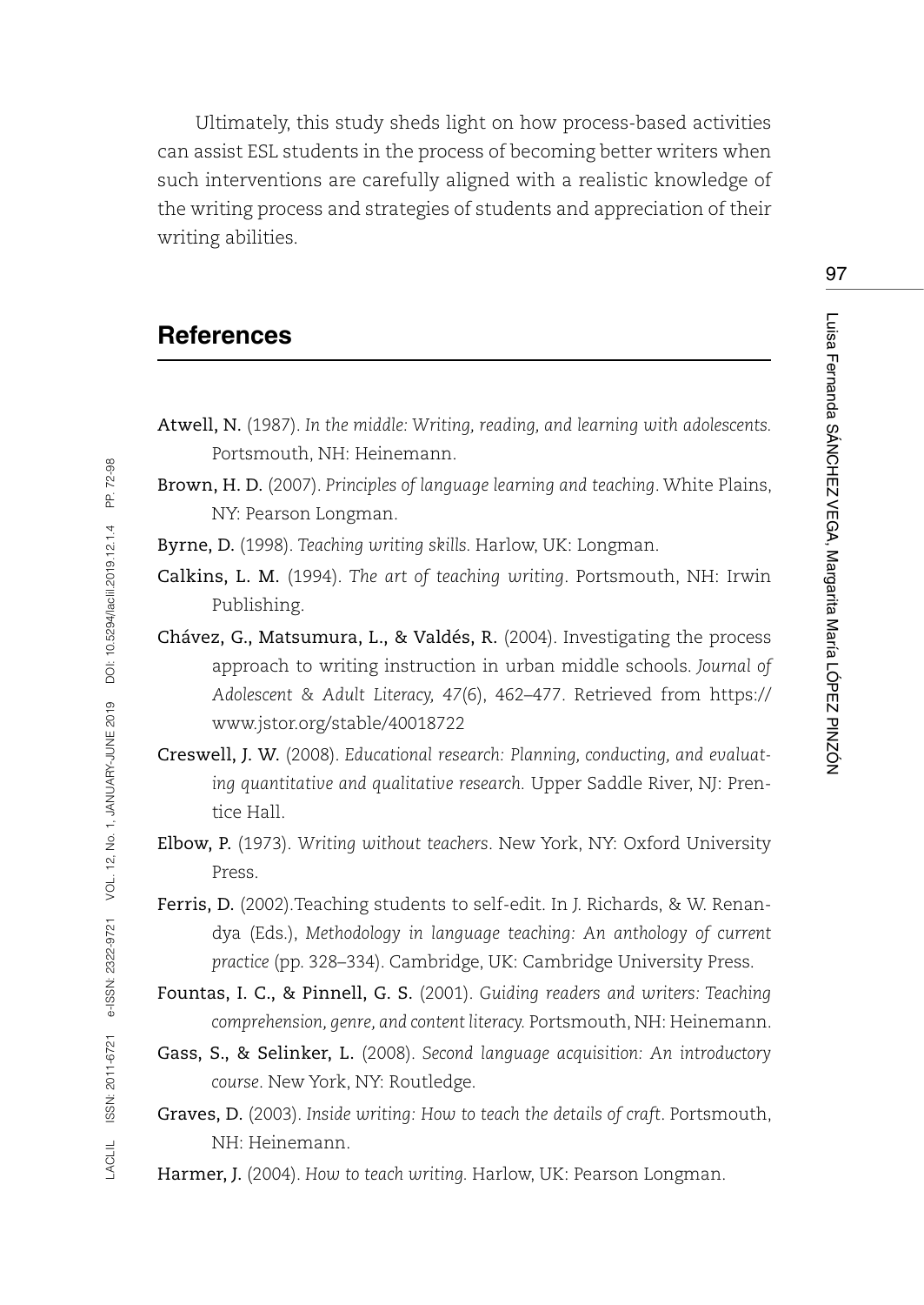Ultimately, this study sheds light on how process-based activities can assist ESL students in the process of becoming better writers when such interventions are carefully aligned with a realistic knowledge of the writing process and strategies of students and appreciation of their writing abilities.

## References

**Atwell, N.** (1987). *In the middle: Writing, reading, and learning with adolescents.* Portsmouth, NH: Heinemann.

**Brown, H. D.** (2007). *Principles of language learning and teaching*. White Plains, NY: Pearson Longman.

**Byrne, D.** (1998). *Teaching writing skills.* Harlow, UK: Longman.

**Calkins, L. M.** (1994). *The art of teaching writing*. Portsmouth, NH: Irwin Publishing.

**Chávez, G., Matsumura, L., & Valdés, R.** (2004). Investigating the process approach to writing instruction in urban middle schools. *Journal of Adolescent & Adult Literacy, 47*(6), 462–477. Retrieved from https://www.jstor.org/stable/40018722

**Creswell, J. W.** (2008). *Educational research: Planning, conducting, and evaluating quantitative and qualitative research.* Upper Saddle River, NJ: Prentice Hall.

**Elbow, P.** (1973). *Writing without teachers*. New York, NY: Oxford University Press.

**Ferris, D.** (2002).Teaching students to self-edit. In J. Richards, & W. Renandya (Eds.), *Methodology in language teaching: An anthology of current practice* (pp. 328–334). Cambridge, UK: Cambridge University Press.

**Fountas, I. C., & Pinnell, G. S.** (2001). *Guiding readers and writers: Teaching comprehension, genre, and content literacy.* Portsmouth, NH: Heinemann.

**Gass, S., & Selinker, L.** (2008). *Second language acquisition: An introductory course*. New York, NY: Routledge.

**Graves, D.** (2003). *Inside writing: How to teach the details of craft*. Portsmouth, NH: Heinemann.

**Harmer, J.** (2004). *How to teach writing.* Harlow, UK: Pearson Longman.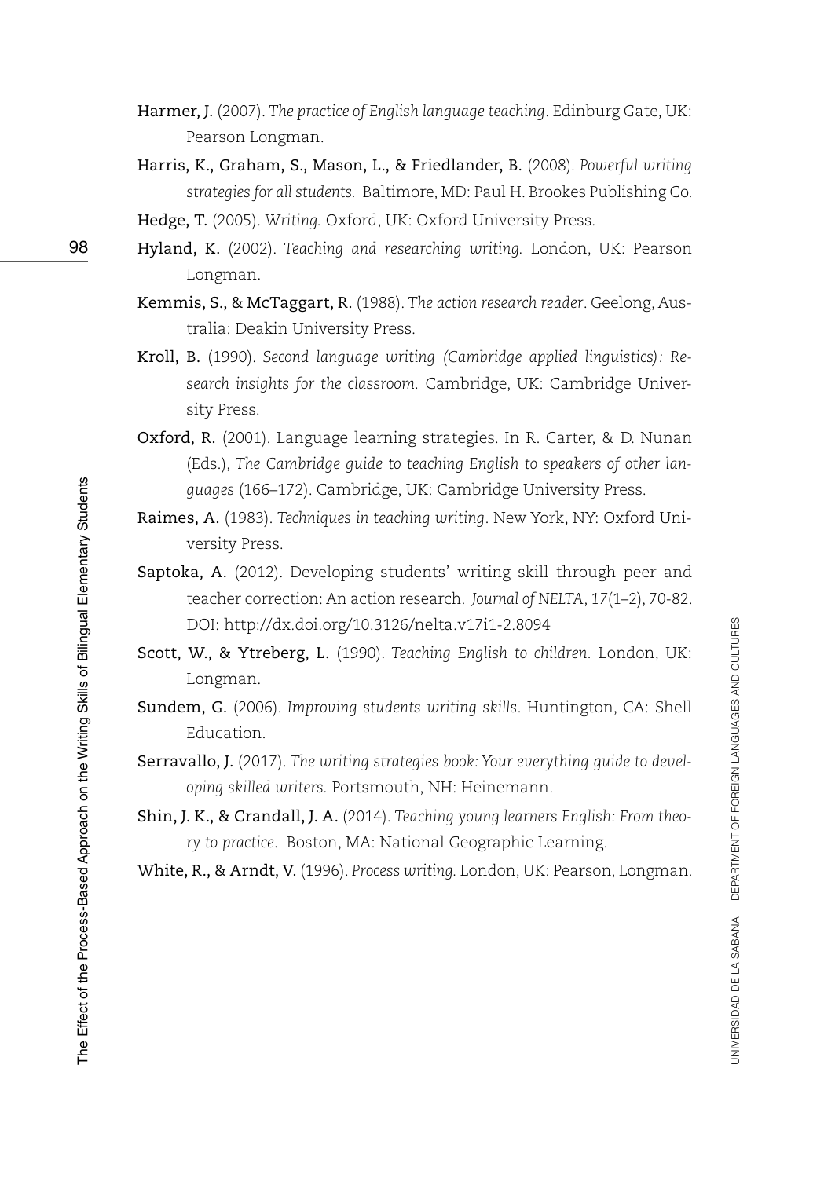**Harmer, J.** (2007). *The practice of English language teaching*. Edinburg Gate, UK: Pearson Longman.

**Harris, K., Graham, S., Mason, L., & Friedlander, B.** (2008). *Powerful writing strategies for all students.* Baltimore, MD: Paul H. Brookes Publishing Co.

**Hedge, T.** (2005). *Writing.* Oxford, UK: Oxford University Press.

**Hyland, K.** (2002). *Teaching and researching writing.* London, UK: Pearson Longman.

**Kemmis, S., & McTaggart, R.** (1988). *The action research reader*. Geelong, Australia: Deakin University Press.

**Kroll, B.** (1990). *Second language writing (Cambridge applied linguistics): Research insights for the classroom.* Cambridge, UK: Cambridge University Press.

**Oxford, R.** (2001). Language learning strategies. In R. Carter, & D. Nunan (Eds.), *The Cambridge guide to teaching English to speakers of other languages* (166–172). Cambridge, UK: Cambridge University Press.

**Raimes, A.** (1983). *Techniques in teaching writing*. New York, NY: Oxford University Press.

**Saptoka, A.** (2012). Developing students' writing skill through peer and teacher correction: An action research. *Journal of NELTA*, *17*(1–2), 70-82. DOI: http://dx.doi.org/10.3126/nelta.v17i1-2.8094

**Scott, W., & Ytreberg, L.** (1990). *Teaching English to children*. London, UK: Longman.

**Sundem, G.** (2006). *Improving students writing skills*. Huntington, CA: Shell Education.

**Serravallo, J.** (2017). *The writing strategies book: Your everything guide to developing skilled writers.* Portsmouth, NH: Heinemann.

**Shin, J. K., & Crandall, J. A.** (2014). *Teaching young learners English: From theory to practice*. Boston, MA: National Geographic Learning.

**White, R., & Arndt, V.** (1996). *Process writing.* London, UK: Pearson, Longman.